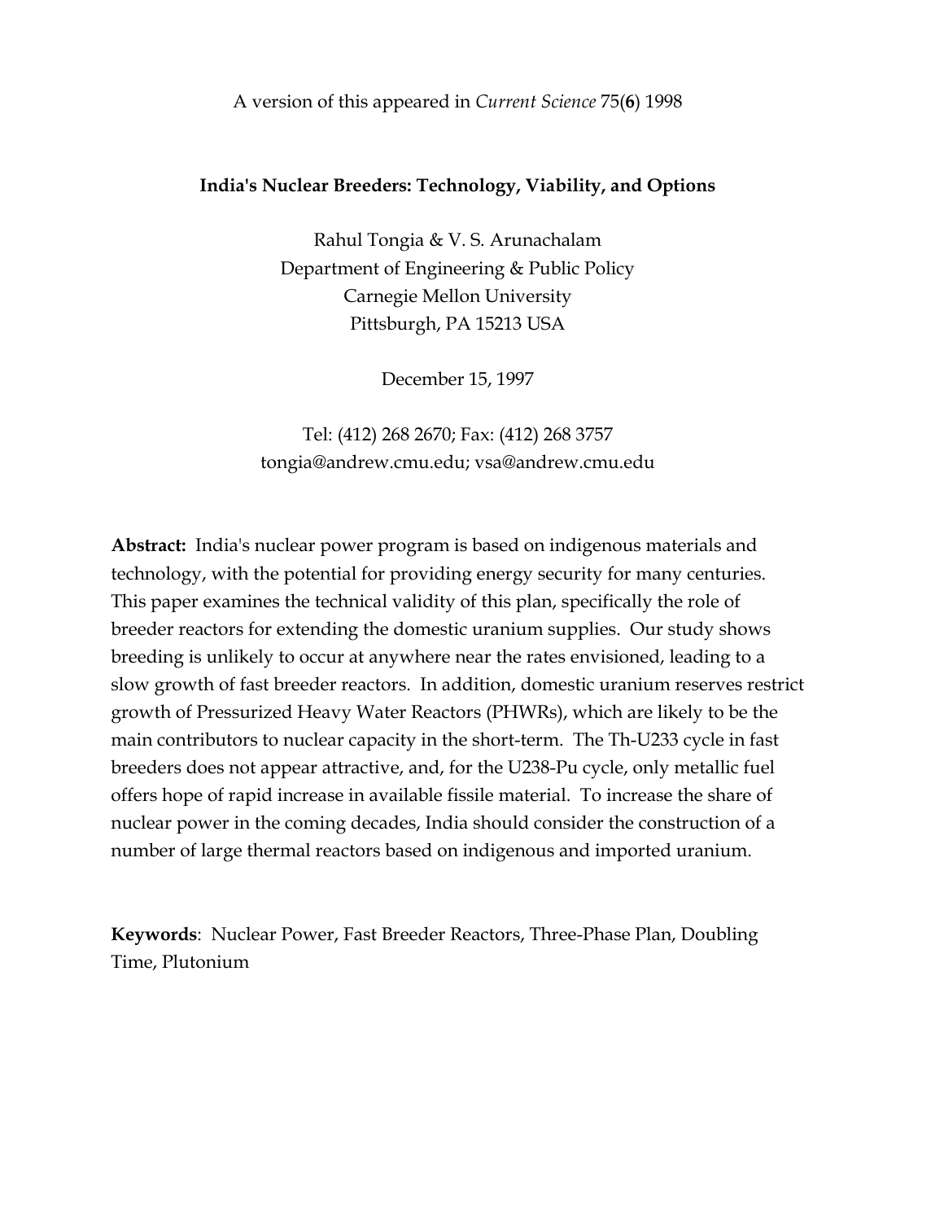A version of this appeared in *Current Science* 75(**6**) 1998

# India's Nuclear Breeders: Technology, Viability, and Options

Rahul Tongia & V. S. Arunachalam
Department of Engineering & Public Policy
Carnegie Mellon University
Pittsburgh, PA 15213 USA

December 15, 1997

Tel: (412) 268 2670; Fax: (412) 268 3757
tongia@andrew.cmu.edu; vsa@andrew.cmu.edu

**Abstract:** India's nuclear power program is based on indigenous materials and technology, with the potential for providing energy security for many centuries. This paper examines the technical validity of this plan, specifically the role of breeder reactors for extending the domestic uranium supplies. Our study shows breeding is unlikely to occur at anywhere near the rates envisioned, leading to a slow growth of fast breeder reactors. In addition, domestic uranium reserves restrict growth of Pressurized Heavy Water Reactors (PHWRs), which are likely to be the main contributors to nuclear capacity in the short-term. The Th-U233 cycle in fast breeders does not appear attractive, and, for the U238-Pu cycle, only metallic fuel offers hope of rapid increase in available fissile material. To increase the share of nuclear power in the coming decades, India should consider the construction of a number of large thermal reactors based on indigenous and imported uranium.

**Keywords**: Nuclear Power, Fast Breeder Reactors, Three-Phase Plan, Doubling Time, Plutonium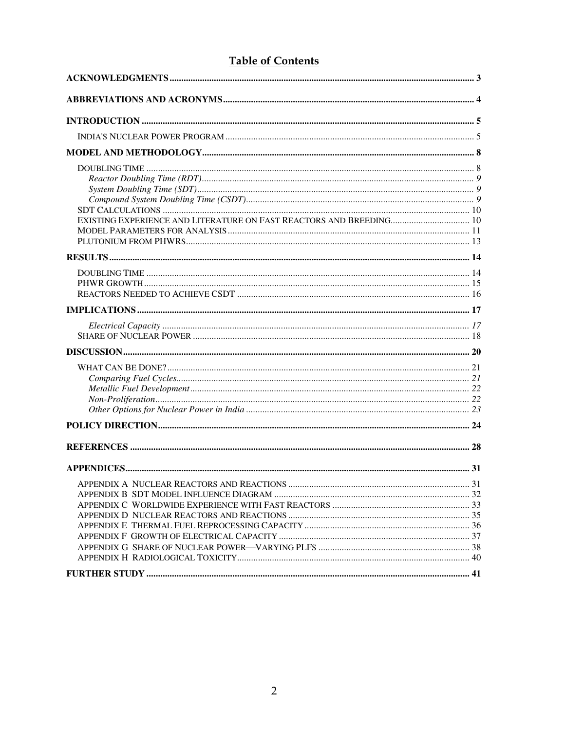# Table of Contents

**ACKNOWLEDGMENTS** ........ 3

**ABBREVIATIONS AND ACRONYMS** ........ 4

**INTRODUCTION** ........ 5

- INDIA'S NUCLEAR POWER PROGRAM ........ 5

**MODEL AND METHODOLOGY** ........ 8

- DOUBLING TIME ........ 8
  - *Reactor Doubling Time (RDT)* ........ 9
  - *System Doubling Time (SDT)* ........ 9
  - *Compound System Doubling Time (CSDT)* ........ 9
- SDT CALCULATIONS ........ 10
- EXISTING EXPERIENCE AND LITERATURE ON FAST REACTORS AND BREEDING ........ 10
- MODEL PARAMETERS FOR ANALYSIS ........ 11
- PLUTONIUM FROM PHWRS ........ 13

**RESULTS** ........ 14

- DOUBLING TIME ........ 14
- PHWR GROWTH ........ 15
- REACTORS NEEDED TO ACHIEVE CSDT ........ 16

**IMPLICATIONS** ........ 17

  - *Electrical Capacity* ........ 17
- SHARE OF NUCLEAR POWER ........ 18

**DISCUSSION** ........ 20

- WHAT CAN BE DONE? ........ 21
  - *Comparing Fuel Cycles* ........ 21
  - *Metallic Fuel Development* ........ 22
  - *Non-Proliferation* ........ 22
  - *Other Options for Nuclear Power in India* ........ 23

**POLICY DIRECTION** ........ 24

**REFERENCES** ........ 28

**APPENDICES** ........ 31

- APPENDIX A NUCLEAR REACTORS AND REACTIONS ........ 31
- APPENDIX B SDT MODEL INFLUENCE DIAGRAM ........ 32
- APPENDIX C WORLDWIDE EXPERIENCE WITH FAST REACTORS ........ 33
- APPENDIX D NUCLEAR REACTORS AND REACTIONS ........ 35
- APPENDIX E THERMAL FUEL REPROCESSING CAPACITY ........ 36
- APPENDIX F GROWTH OF ELECTRICAL CAPACITY ........ 37
- APPENDIX G SHARE OF NUCLEAR POWER—VARYING PLFS ........ 38
- APPENDIX H RADIOLOGICAL TOXICITY ........ 40

**FURTHER STUDY** ........ 41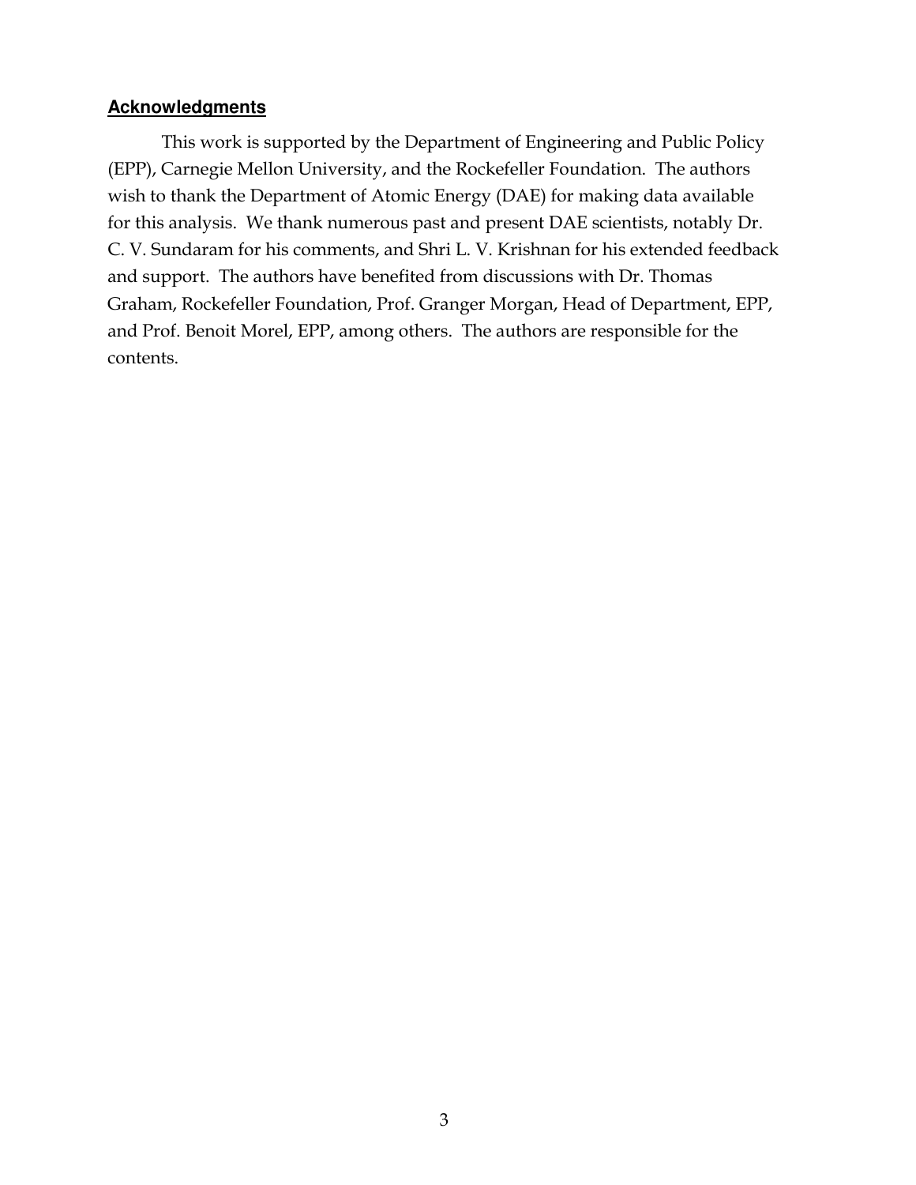## Acknowledgments

This work is supported by the Department of Engineering and Public Policy (EPP), Carnegie Mellon University, and the Rockefeller Foundation. The authors wish to thank the Department of Atomic Energy (DAE) for making data available for this analysis. We thank numerous past and present DAE scientists, notably Dr. C. V. Sundaram for his comments, and Shri L. V. Krishnan for his extended feedback and support. The authors have benefited from discussions with Dr. Thomas Graham, Rockefeller Foundation, Prof. Granger Morgan, Head of Department, EPP, and Prof. Benoit Morel, EPP, among others. The authors are responsible for the contents.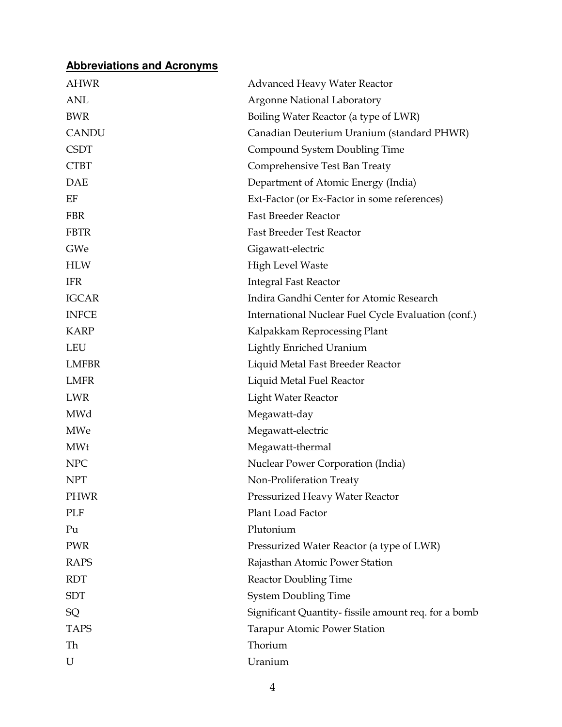## Abbreviations and Acronyms

| | |
|---|---|
| AHWR | Advanced Heavy Water Reactor |
| ANL | Argonne National Laboratory |
| BWR | Boiling Water Reactor (a type of LWR) |
| CANDU | Canadian Deuterium Uranium (standard PHWR) |
| CSDT | Compound System Doubling Time |
| CTBT | Comprehensive Test Ban Treaty |
| DAE | Department of Atomic Energy (India) |
| EF | Ext-Factor (or Ex-Factor in some references) |
| FBR | Fast Breeder Reactor |
| FBTR | Fast Breeder Test Reactor |
| GWe | Gigawatt-electric |
| HLW | High Level Waste |
| IFR | Integral Fast Reactor |
| IGCAR | Indira Gandhi Center for Atomic Research |
| INFCE | International Nuclear Fuel Cycle Evaluation (conf.) |
| KARP | Kalpakkam Reprocessing Plant |
| LEU | Lightly Enriched Uranium |
| LMFBR | Liquid Metal Fast Breeder Reactor |
| LMFR | Liquid Metal Fuel Reactor |
| LWR | Light Water Reactor |
| MWd | Megawatt-day |
| MWe | Megawatt-electric |
| MWt | Megawatt-thermal |
| NPC | Nuclear Power Corporation (India) |
| NPT | Non-Proliferation Treaty |
| PHWR | Pressurized Heavy Water Reactor |
| PLF | Plant Load Factor |
| Pu | Plutonium |
| PWR | Pressurized Water Reactor (a type of LWR) |
| RAPS | Rajasthan Atomic Power Station |
| RDT | Reactor Doubling Time |
| SDT | System Doubling Time |
| SQ | Significant Quantity- fissile amount req. for a bomb |
| TAPS | Tarapur Atomic Power Station |
| Th | Thorium |
| U | Uranium |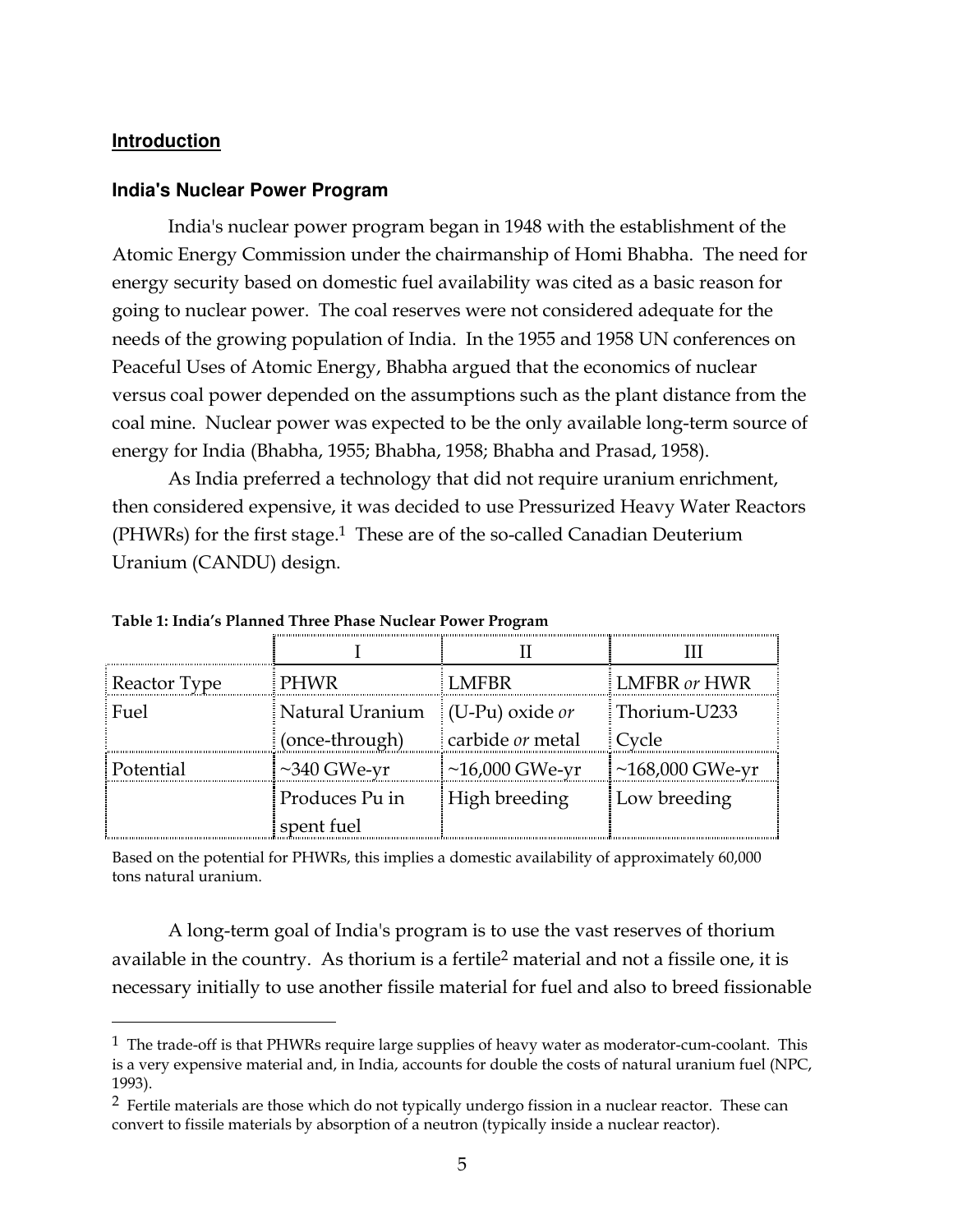## Introduction

### India's Nuclear Power Program

India's nuclear power program began in 1948 with the establishment of the Atomic Energy Commission under the chairmanship of Homi Bhabha. The need for energy security based on domestic fuel availability was cited as a basic reason for going to nuclear power. The coal reserves were not considered adequate for the needs of the growing population of India. In the 1955 and 1958 UN conferences on Peaceful Uses of Atomic Energy, Bhabha argued that the economics of nuclear versus coal power depended on the assumptions such as the plant distance from the coal mine. Nuclear power was expected to be the only available long-term source of energy for India (Bhabha, 1955; Bhabha, 1958; Bhabha and Prasad, 1958).

As India preferred a technology that did not require uranium enrichment, then considered expensive, it was decided to use Pressurized Heavy Water Reactors (PHWRs) for the first stage.[1] These are of the so-called Canadian Deuterium Uranium (CANDU) design.

**Table 1: India's Planned Three Phase Nuclear Power Program**

| | I | II | III |
|---|---|---|---|
| Reactor Type | PHWR | LMFBR | LMFBR *or* HWR |
| Fuel | Natural Uranium (once-through) | (U-Pu) oxide *or* carbide *or* metal | Thorium-U233 Cycle |
| Potential | ~340 GWe-yr | ~16,000 GWe-yr | ~168,000 GWe-yr |
| | Produces Pu in spent fuel | High breeding | Low breeding |

Based on the potential for PHWRs, this implies a domestic availability of approximately 60,000 tons natural uranium.

A long-term goal of India's program is to use the vast reserves of thorium available in the country. As thorium is a fertile[2] material and not a fissile one, it is necessary initially to use another fissile material for fuel and also to breed fissionable

[1] The trade-off is that PHWRs require large supplies of heavy water as moderator-cum-coolant. This is a very expensive material and, in India, accounts for double the costs of natural uranium fuel (NPC, 1993).

[2] Fertile materials are those which do not typically undergo fission in a nuclear reactor. These can convert to fissile materials by absorption of a neutron (typically inside a nuclear reactor).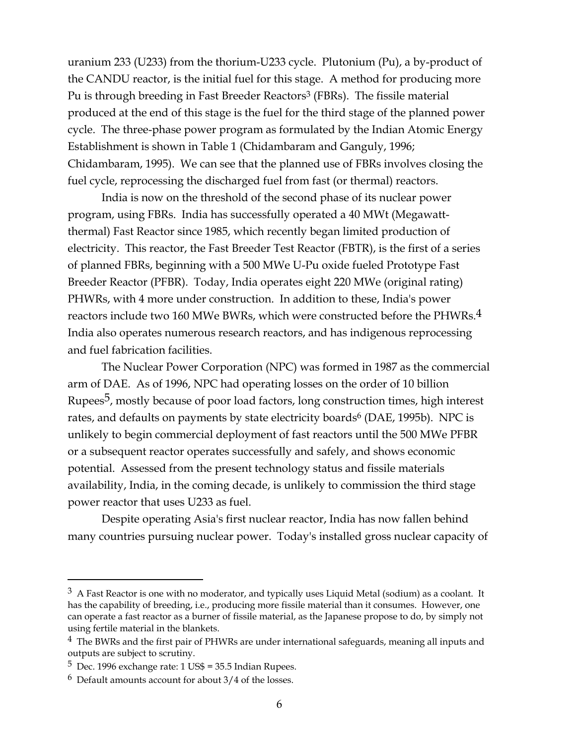uranium 233 (U233) from the thorium-U233 cycle. Plutonium (Pu), a by-product of the CANDU reactor, is the initial fuel for this stage. A method for producing more Pu is through breeding in Fast Breeder Reactors[3] (FBRs). The fissile material produced at the end of this stage is the fuel for the third stage of the planned power cycle. The three-phase power program as formulated by the Indian Atomic Energy Establishment is shown in Table 1 (Chidambaram and Ganguly, 1996; Chidambaram, 1995). We can see that the planned use of FBRs involves closing the fuel cycle, reprocessing the discharged fuel from fast (or thermal) reactors.

India is now on the threshold of the second phase of its nuclear power program, using FBRs. India has successfully operated a 40 MWt (Megawatt-thermal) Fast Reactor since 1985, which recently began limited production of electricity. This reactor, the Fast Breeder Test Reactor (FBTR), is the first of a series of planned FBRs, beginning with a 500 MWe U-Pu oxide fueled Prototype Fast Breeder Reactor (PFBR). Today, India operates eight 220 MWe (original rating) PHWRs, with 4 more under construction. In addition to these, India's power reactors include two 160 MWe BWRs, which were constructed before the PHWRs.[4] India also operates numerous research reactors, and has indigenous reprocessing and fuel fabrication facilities.

The Nuclear Power Corporation (NPC) was formed in 1987 as the commercial arm of DAE. As of 1996, NPC had operating losses on the order of 10 billion Rupees[5], mostly because of poor load factors, long construction times, high interest rates, and defaults on payments by state electricity boards[6] (DAE, 1995b). NPC is unlikely to begin commercial deployment of fast reactors until the 500 MWe PFBR or a subsequent reactor operates successfully and safely, and shows economic potential. Assessed from the present technology status and fissile materials availability, India, in the coming decade, is unlikely to commission the third stage power reactor that uses U233 as fuel.

Despite operating Asia's first nuclear reactor, India has now fallen behind many countries pursuing nuclear power. Today's installed gross nuclear capacity of

---

[3] A Fast Reactor is one with no moderator, and typically uses Liquid Metal (sodium) as a coolant. It has the capability of breeding, i.e., producing more fissile material than it consumes. However, one can operate a fast reactor as a burner of fissile material, as the Japanese propose to do, by simply not using fertile material in the blankets.

[4] The BWRs and the first pair of PHWRs are under international safeguards, meaning all inputs and outputs are subject to scrutiny.

[5] Dec. 1996 exchange rate: 1 US$ = 35.5 Indian Rupees.

[6] Default amounts account for about 3/4 of the losses.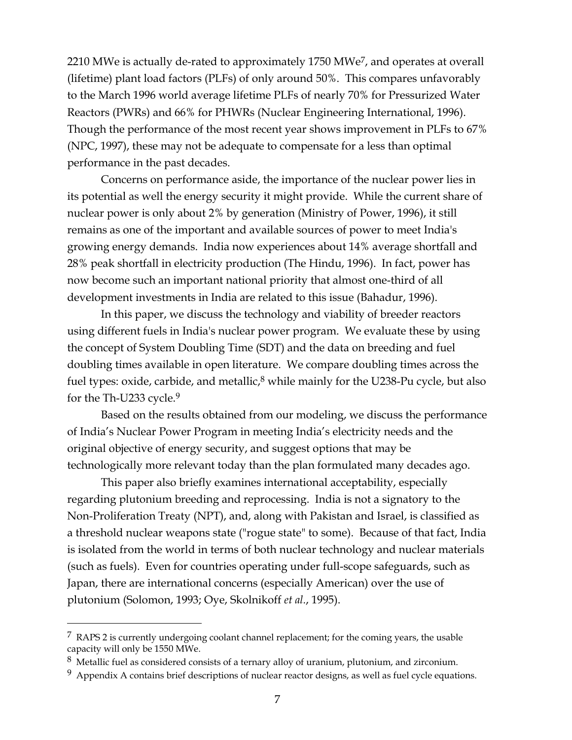2210 MWe is actually de-rated to approximately 1750 MWe[7], and operates at overall (lifetime) plant load factors (PLFs) of only around 50%. This compares unfavorably to the March 1996 world average lifetime PLFs of nearly 70% for Pressurized Water Reactors (PWRs) and 66% for PHWRs (Nuclear Engineering International, 1996). Though the performance of the most recent year shows improvement in PLFs to 67% (NPC, 1997), these may not be adequate to compensate for a less than optimal performance in the past decades.

Concerns on performance aside, the importance of the nuclear power lies in its potential as well the energy security it might provide. While the current share of nuclear power is only about 2% by generation (Ministry of Power, 1996), it still remains as one of the important and available sources of power to meet India's growing energy demands. India now experiences about 14% average shortfall and 28% peak shortfall in electricity production (The Hindu, 1996). In fact, power has now become such an important national priority that almost one-third of all development investments in India are related to this issue (Bahadur, 1996).

In this paper, we discuss the technology and viability of breeder reactors using different fuels in India's nuclear power program. We evaluate these by using the concept of System Doubling Time (SDT) and the data on breeding and fuel doubling times available in open literature. We compare doubling times across the fuel types: oxide, carbide, and metallic,[8] while mainly for the U238-Pu cycle, but also for the Th-U233 cycle.[9]

Based on the results obtained from our modeling, we discuss the performance of India's Nuclear Power Program in meeting India's electricity needs and the original objective of energy security, and suggest options that may be technologically more relevant today than the plan formulated many decades ago.

This paper also briefly examines international acceptability, especially regarding plutonium breeding and reprocessing. India is not a signatory to the Non-Proliferation Treaty (NPT), and, along with Pakistan and Israel, is classified as a threshold nuclear weapons state ("rogue state" to some). Because of that fact, India is isolated from the world in terms of both nuclear technology and nuclear materials (such as fuels). Even for countries operating under full-scope safeguards, such as Japan, there are international concerns (especially American) over the use of plutonium (Solomon, 1993; Oye, Skolnikoff *et al.*, 1995).

---

[7] RAPS 2 is currently undergoing coolant channel replacement; for the coming years, the usable capacity will only be 1550 MWe.

[8] Metallic fuel as considered consists of a ternary alloy of uranium, plutonium, and zirconium.

[9] Appendix A contains brief descriptions of nuclear reactor designs, as well as fuel cycle equations.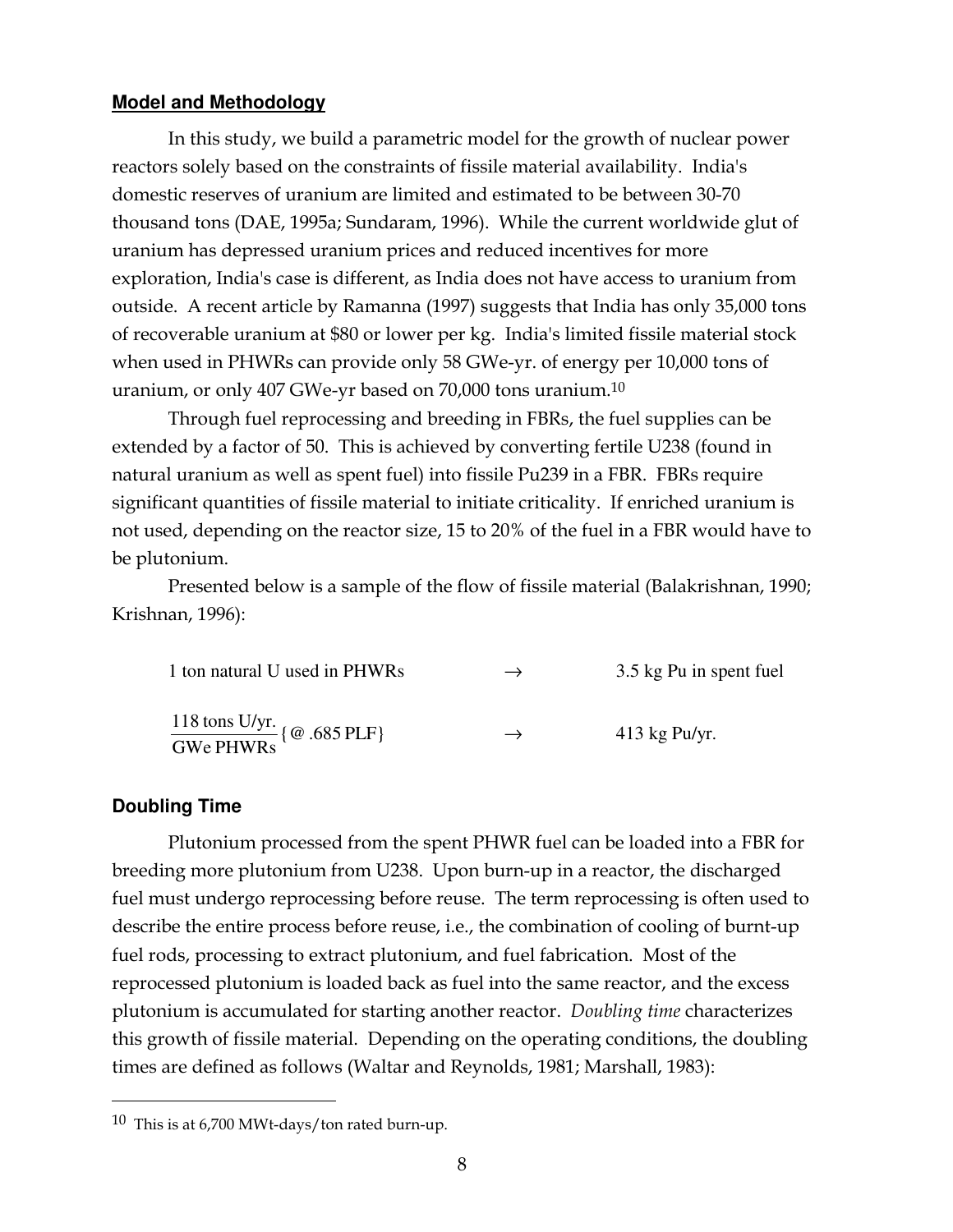### Model and Methodology

In this study, we build a parametric model for the growth of nuclear power reactors solely based on the constraints of fissile material availability. India's domestic reserves of uranium are limited and estimated to be between 30-70 thousand tons (DAE, 1995a; Sundaram, 1996). While the current worldwide glut of uranium has depressed uranium prices and reduced incentives for more exploration, India's case is different, as India does not have access to uranium from outside. A recent article by Ramanna (1997) suggests that India has only 35,000 tons of recoverable uranium at $80 or lower per kg. India's limited fissile material stock when used in PHWRs can provide only 58 GWe-yr. of energy per 10,000 tons of uranium, or only 407 GWe-yr based on 70,000 tons uranium.[10]

Through fuel reprocessing and breeding in FBRs, the fuel supplies can be extended by a factor of 50. This is achieved by converting fertile U238 (found in natural uranium as well as spent fuel) into fissile Pu239 in a FBR. FBRs require significant quantities of fissile material to initiate criticality. If enriched uranium is not used, depending on the reactor size, 15 to 20% of the fuel in a FBR would have to be plutonium.

Presented below is a sample of the flow of fissile material (Balakrishnan, 1990; Krishnan, 1996):

1 ton natural U used in PHWRs $\rightarrow$ 3.5 kg Pu in spent fuel

$$\frac{118 \text{ tons U/yr.}}{\text{GWe PHWRs}} \{@ .685 \text{ PLF}\} \rightarrow 413 \text{ kg Pu/yr.}$$

### Doubling Time

Plutonium processed from the spent PHWR fuel can be loaded into a FBR for breeding more plutonium from U238. Upon burn-up in a reactor, the discharged fuel must undergo reprocessing before reuse. The term reprocessing is often used to describe the entire process before reuse, i.e., the combination of cooling of burnt-up fuel rods, processing to extract plutonium, and fuel fabrication. Most of the reprocessed plutonium is loaded back as fuel into the same reactor, and the excess plutonium is accumulated for starting another reactor. *Doubling time* characterizes this growth of fissile material. Depending on the operating conditions, the doubling times are defined as follows (Waltar and Reynolds, 1981; Marshall, 1983):

---

[10] This is at 6,700 MWt-days/ton rated burn-up.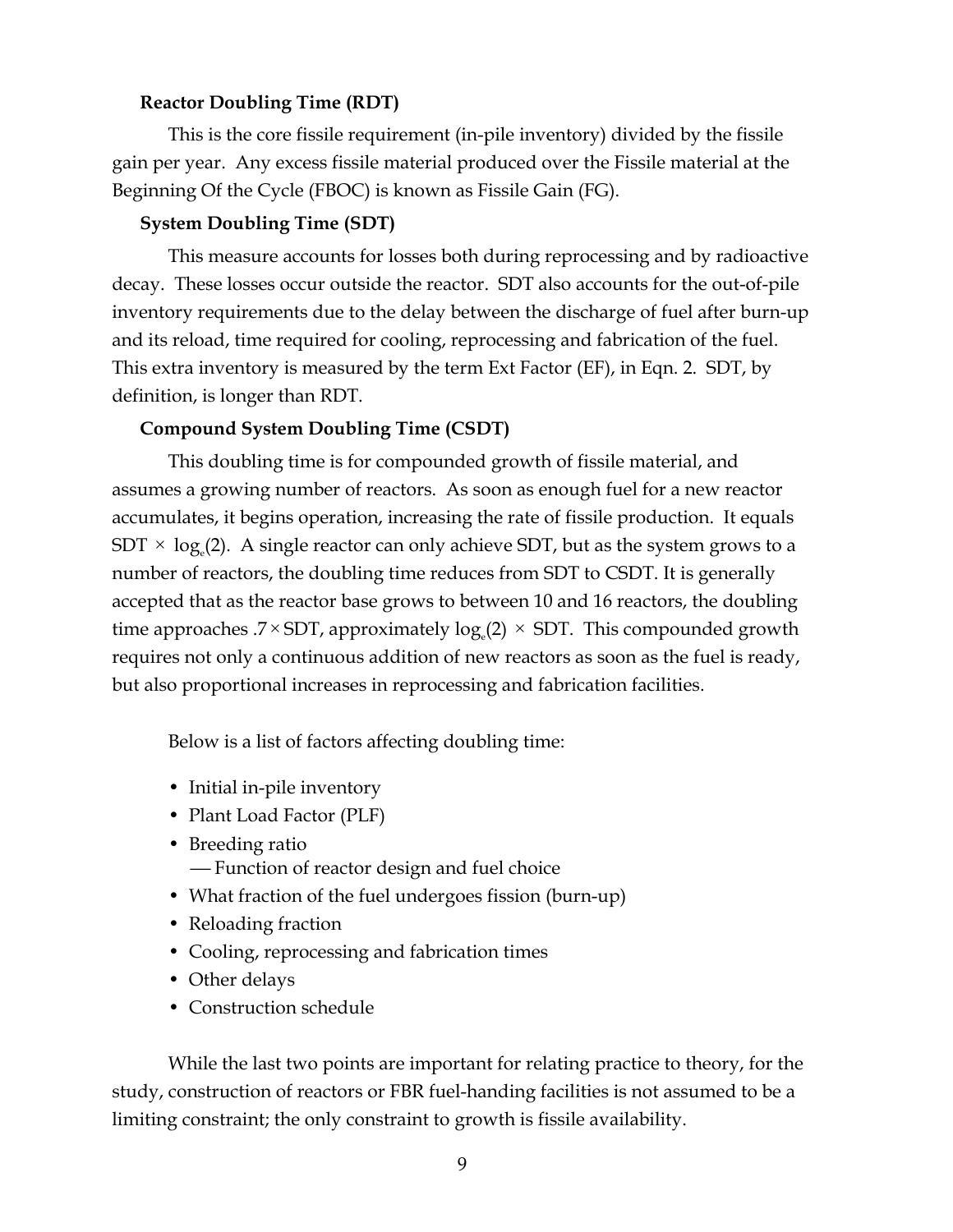### Reactor Doubling Time (RDT)

This is the core fissile requirement (in-pile inventory) divided by the fissile gain per year. Any excess fissile material produced over the Fissile material at the Beginning Of the Cycle (FBOC) is known as Fissile Gain (FG).

### System Doubling Time (SDT)

This measure accounts for losses both during reprocessing and by radioactive decay. These losses occur outside the reactor. SDT also accounts for the out-of-pile inventory requirements due to the delay between the discharge of fuel after burn-up and its reload, time required for cooling, reprocessing and fabrication of the fuel. This extra inventory is measured by the term Ext Factor (EF), in Eqn. 2. SDT, by definition, is longer than RDT.

### Compound System Doubling Time (CSDT)

This doubling time is for compounded growth of fissile material, and assumes a growing number of reactors. As soon as enough fuel for a new reactor accumulates, it begins operation, increasing the rate of fissile production. It equals SDT $\times$ $\log_e(2)$. A single reactor can only achieve SDT, but as the system grows to a number of reactors, the doubling time reduces from SDT to CSDT. It is generally accepted that as the reactor base grows to between 10 and 16 reactors, the doubling time approaches $.7 \times$ SDT, approximately $\log_e(2)$ $\times$ SDT. This compounded growth requires not only a continuous addition of new reactors as soon as the fuel is ready, but also proportional increases in reprocessing and fabrication facilities.

Below is a list of factors affecting doubling time:

- Initial in-pile inventory
- Plant Load Factor (PLF)
- Breeding ratio
  - Function of reactor design and fuel choice
- What fraction of the fuel undergoes fission (burn-up)
- Reloading fraction
- Cooling, reprocessing and fabrication times
- Other delays
- Construction schedule

While the last two points are important for relating practice to theory, for the study, construction of reactors or FBR fuel-handing facilities is not assumed to be a limiting constraint; the only constraint to growth is fissile availability.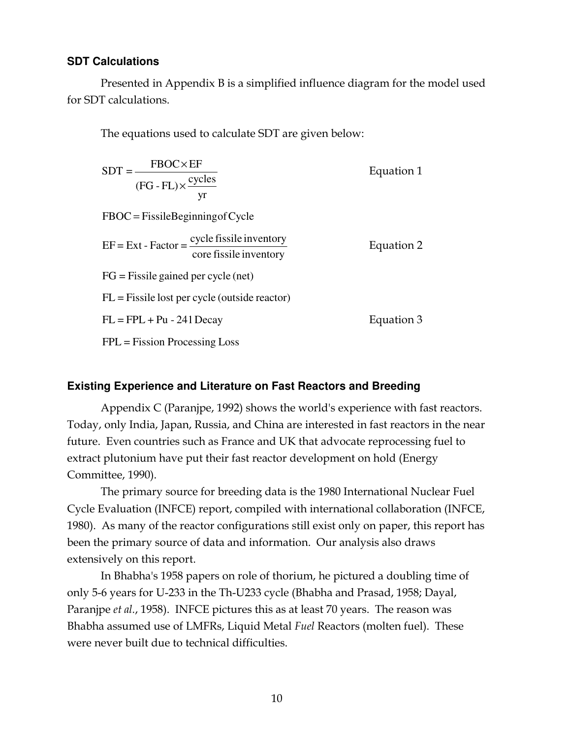### SDT Calculations

Presented in Appendix B is a simplified influence diagram for the model used for SDT calculations.

The equations used to calculate SDT are given below:

$$\text{SDT} = \frac{\text{FBOC} \times \text{EF}}{(\text{FG - FL}) \times \dfrac{\text{cycles}}{\text{yr}}} \qquad \text{Equation 1}$$

$$\text{FBOC} = \text{Fissile Beginning of Cycle}$$

$$\text{EF} = \text{Ext - Factor} = \frac{\text{cycle fissile inventory}}{\text{core fissile inventory}} \qquad \text{Equation 2}$$

$$\text{FG} = \text{Fissile gained per cycle (net)}$$

$$\text{FL} = \text{Fissile lost per cycle (outside reactor)}$$

$$\text{FL} = \text{FPL} + \text{Pu - 241 Decay} \qquad \text{Equation 3}$$

$$\text{FPL} = \text{Fission Processing Loss}$$

### Existing Experience and Literature on Fast Reactors and Breeding

Appendix C (Paranjpe, 1992) shows the world's experience with fast reactors. Today, only India, Japan, Russia, and China are interested in fast reactors in the near future. Even countries such as France and UK that advocate reprocessing fuel to extract plutonium have put their fast reactor development on hold (Energy Committee, 1990).

The primary source for breeding data is the 1980 International Nuclear Fuel Cycle Evaluation (INFCE) report, compiled with international collaboration (INFCE, 1980). As many of the reactor configurations still exist only on paper, this report has been the primary source of data and information. Our analysis also draws extensively on this report.

In Bhabha's 1958 papers on role of thorium, he pictured a doubling time of only 5-6 years for U-233 in the Th-U233 cycle (Bhabha and Prasad, 1958; Dayal, Paranjpe *et al.*, 1958). INFCE pictures this as at least 70 years. The reason was Bhabha assumed use of LMFRs, Liquid Metal *Fuel* Reactors (molten fuel). These were never built due to technical difficulties.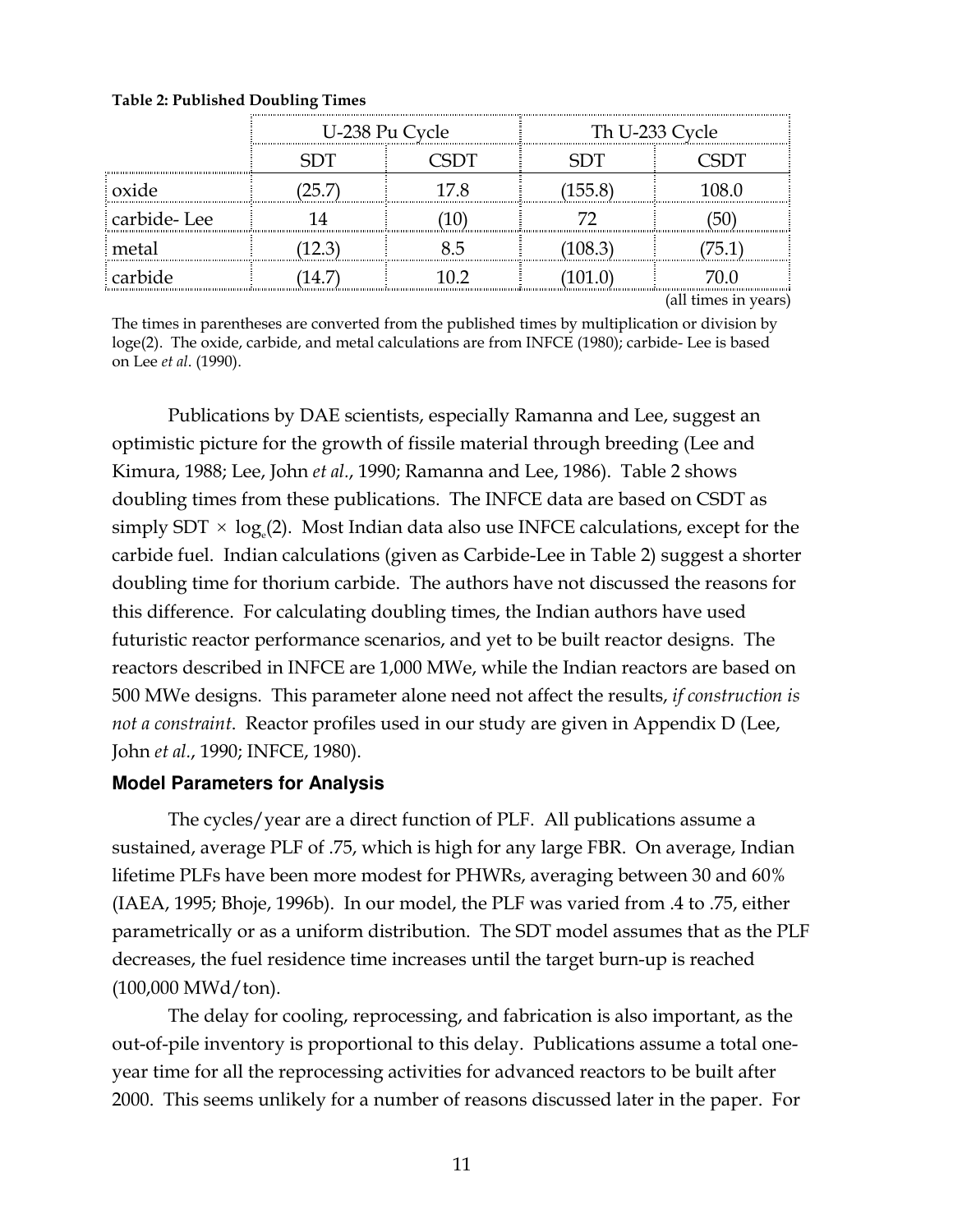**Table 2: Published Doubling Times**

| | U-238 Pu Cycle | | Th U-233 Cycle | |
|---|---|---|---|---|
| | SDT | CSDT | SDT | CSDT |
| oxide | (25.7) | 17.8 | (155.8) | 108.0 |
| carbide- Lee | 14 | (10) | 72 | (50) |
| metal | (12.3) | 8.5 | (108.3) | (75.1) |
| carbide | (14.7) | 10.2 | (101.0) | 70.0 |

(all times in years)

The times in parentheses are converted from the published times by multiplication or division by loge(2). The oxide, carbide, and metal calculations are from INFCE (1980); carbide- Lee is based on Lee *et al*. (1990).

Publications by DAE scientists, especially Ramanna and Lee, suggest an optimistic picture for the growth of fissile material through breeding (Lee and Kimura, 1988; Lee, John *et al*., 1990; Ramanna and Lee, 1986). Table 2 shows doubling times from these publications. The INFCE data are based on CSDT as simply SDT $\times$ $\log_e(2)$. Most Indian data also use INFCE calculations, except for the carbide fuel. Indian calculations (given as Carbide-Lee in Table 2) suggest a shorter doubling time for thorium carbide. The authors have not discussed the reasons for this difference. For calculating doubling times, the Indian authors have used futuristic reactor performance scenarios, and yet to be built reactor designs. The reactors described in INFCE are 1,000 MWe, while the Indian reactors are based on 500 MWe designs. This parameter alone need not affect the results, *if construction is not a constraint*. Reactor profiles used in our study are given in Appendix D (Lee, John *et al*., 1990; INFCE, 1980).

### Model Parameters for Analysis

The cycles/year are a direct function of PLF. All publications assume a sustained, average PLF of .75, which is high for any large FBR. On average, Indian lifetime PLFs have been more modest for PHWRs, averaging between 30 and 60% (IAEA, 1995; Bhoje, 1996b). In our model, the PLF was varied from .4 to .75, either parametrically or as a uniform distribution. The SDT model assumes that as the PLF decreases, the fuel residence time increases until the target burn-up is reached (100,000 MWd/ton).

The delay for cooling, reprocessing, and fabrication is also important, as the out-of-pile inventory is proportional to this delay. Publications assume a total one-year time for all the reprocessing activities for advanced reactors to be built after 2000. This seems unlikely for a number of reasons discussed later in the paper. For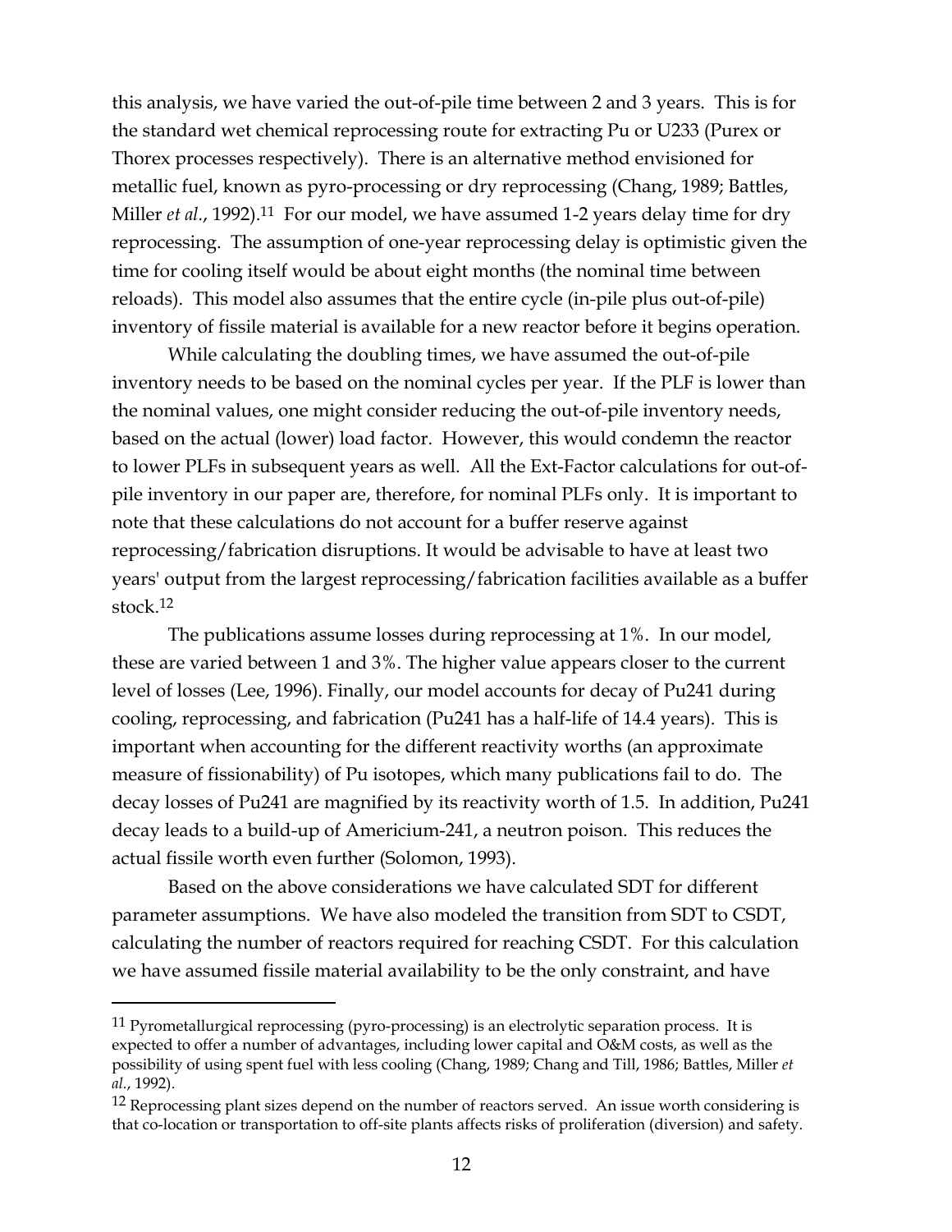this analysis, we have varied the out-of-pile time between 2 and 3 years. This is for the standard wet chemical reprocessing route for extracting Pu or U233 (Purex or Thorex processes respectively). There is an alternative method envisioned for metallic fuel, known as pyro-processing or dry reprocessing (Chang, 1989; Battles, Miller *et al.*, 1992).[11] For our model, we have assumed 1-2 years delay time for dry reprocessing. The assumption of one-year reprocessing delay is optimistic given the time for cooling itself would be about eight months (the nominal time between reloads). This model also assumes that the entire cycle (in-pile plus out-of-pile) inventory of fissile material is available for a new reactor before it begins operation.

While calculating the doubling times, we have assumed the out-of-pile inventory needs to be based on the nominal cycles per year. If the PLF is lower than the nominal values, one might consider reducing the out-of-pile inventory needs, based on the actual (lower) load factor. However, this would condemn the reactor to lower PLFs in subsequent years as well. All the Ext-Factor calculations for out-of-pile inventory in our paper are, therefore, for nominal PLFs only. It is important to note that these calculations do not account for a buffer reserve against reprocessing/fabrication disruptions. It would be advisable to have at least two years' output from the largest reprocessing/fabrication facilities available as a buffer stock.[12]

The publications assume losses during reprocessing at 1%. In our model, these are varied between 1 and 3%. The higher value appears closer to the current level of losses (Lee, 1996). Finally, our model accounts for decay of Pu241 during cooling, reprocessing, and fabrication (Pu241 has a half-life of 14.4 years). This is important when accounting for the different reactivity worths (an approximate measure of fissionability) of Pu isotopes, which many publications fail to do. The decay losses of Pu241 are magnified by its reactivity worth of 1.5. In addition, Pu241 decay leads to a build-up of Americium-241, a neutron poison. This reduces the actual fissile worth even further (Solomon, 1993).

Based on the above considerations we have calculated SDT for different parameter assumptions. We have also modeled the transition from SDT to CSDT, calculating the number of reactors required for reaching CSDT. For this calculation we have assumed fissile material availability to be the only constraint, and have

---

[11] Pyrometallurgical reprocessing (pyro-processing) is an electrolytic separation process. It is expected to offer a number of advantages, including lower capital and O&M costs, as well as the possibility of using spent fuel with less cooling (Chang, 1989; Chang and Till, 1986; Battles, Miller *et al.*, 1992).

[12] Reprocessing plant sizes depend on the number of reactors served. An issue worth considering is that co-location or transportation to off-site plants affects risks of proliferation (diversion) and safety.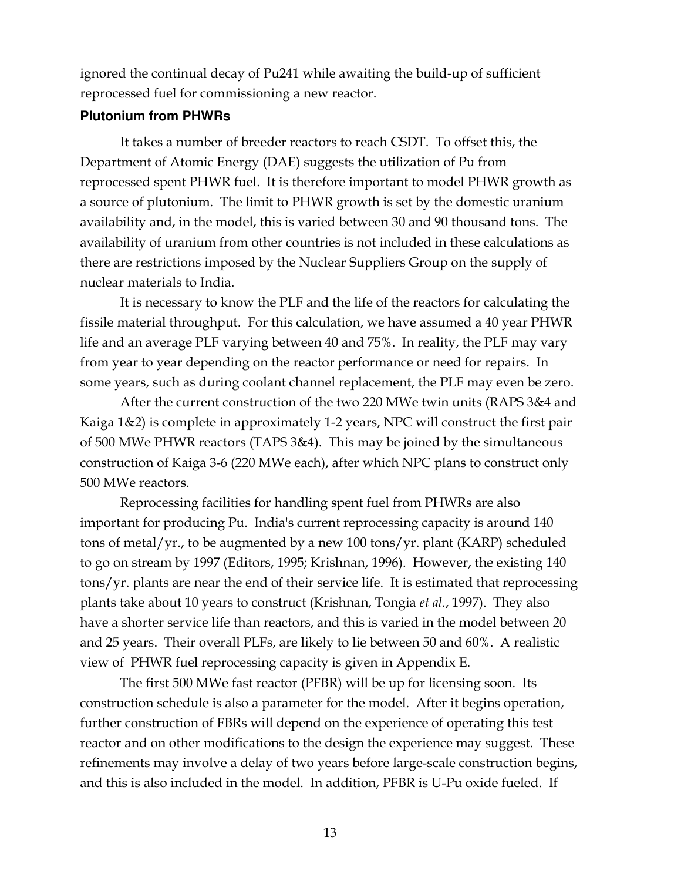ignored the continual decay of Pu241 while awaiting the build-up of sufficient reprocessed fuel for commissioning a new reactor.

### Plutonium from PHWRs

It takes a number of breeder reactors to reach CSDT. To offset this, the Department of Atomic Energy (DAE) suggests the utilization of Pu from reprocessed spent PHWR fuel. It is therefore important to model PHWR growth as a source of plutonium. The limit to PHWR growth is set by the domestic uranium availability and, in the model, this is varied between 30 and 90 thousand tons. The availability of uranium from other countries is not included in these calculations as there are restrictions imposed by the Nuclear Suppliers Group on the supply of nuclear materials to India.

It is necessary to know the PLF and the life of the reactors for calculating the fissile material throughput. For this calculation, we have assumed a 40 year PHWR life and an average PLF varying between 40 and 75%. In reality, the PLF may vary from year to year depending on the reactor performance or need for repairs. In some years, such as during coolant channel replacement, the PLF may even be zero.

After the current construction of the two 220 MWe twin units (RAPS 3&4 and Kaiga 1&2) is complete in approximately 1-2 years, NPC will construct the first pair of 500 MWe PHWR reactors (TAPS 3&4). This may be joined by the simultaneous construction of Kaiga 3-6 (220 MWe each), after which NPC plans to construct only 500 MWe reactors.

Reprocessing facilities for handling spent fuel from PHWRs are also important for producing Pu. India's current reprocessing capacity is around 140 tons of metal/yr., to be augmented by a new 100 tons/yr. plant (KARP) scheduled to go on stream by 1997 (Editors, 1995; Krishnan, 1996). However, the existing 140 tons/yr. plants are near the end of their service life. It is estimated that reprocessing plants take about 10 years to construct (Krishnan, Tongia *et al.*, 1997). They also have a shorter service life than reactors, and this is varied in the model between 20 and 25 years. Their overall PLFs, are likely to lie between 50 and 60%. A realistic view of PHWR fuel reprocessing capacity is given in Appendix E.

The first 500 MWe fast reactor (PFBR) will be up for licensing soon. Its construction schedule is also a parameter for the model. After it begins operation, further construction of FBRs will depend on the experience of operating this test reactor and on other modifications to the design the experience may suggest. These refinements may involve a delay of two years before large-scale construction begins, and this is also included in the model. In addition, PFBR is U-Pu oxide fueled. If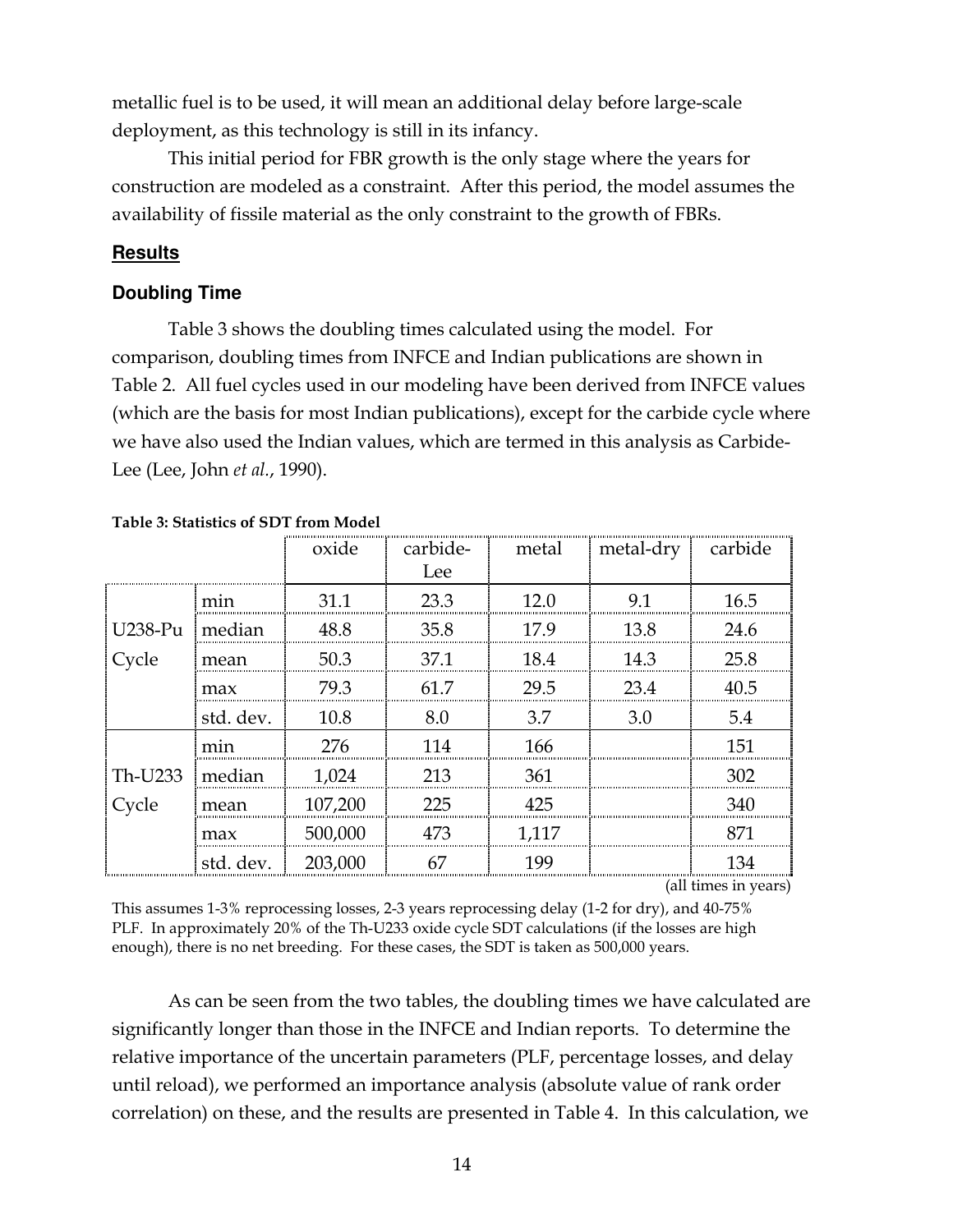metallic fuel is to be used, it will mean an additional delay before large-scale deployment, as this technology is still in its infancy.

This initial period for FBR growth is the only stage where the years for construction are modeled as a constraint. After this period, the model assumes the availability of fissile material as the only constraint to the growth of FBRs.

## Results

### Doubling Time

Table 3 shows the doubling times calculated using the model. For comparison, doubling times from INFCE and Indian publications are shown in Table 2. All fuel cycles used in our modeling have been derived from INFCE values (which are the basis for most Indian publications), except for the carbide cycle where we have also used the Indian values, which are termed in this analysis as Carbide-Lee (Lee, John *et al.*, 1990).

**Table 3: Statistics of SDT from Model**

| | | oxide | carbide-Lee | metal | metal-dry | carbide |
|---|---|---|---|---|---|---|
| U238-Pu Cycle | min | 31.1 | 23.3 | 12.0 | 9.1 | 16.5 |
| | median | 48.8 | 35.8 | 17.9 | 13.8 | 24.6 |
| | mean | 50.3 | 37.1 | 18.4 | 14.3 | 25.8 |
| | max | 79.3 | 61.7 | 29.5 | 23.4 | 40.5 |
| | std. dev. | 10.8 | 8.0 | 3.7 | 3.0 | 5.4 |
| Th-U233 Cycle | min | 276 | 114 | 166 | | 151 |
| | median | 1,024 | 213 | 361 | | 302 |
| | mean | 107,200 | 225 | 425 | | 340 |
| | max | 500,000 | 473 | 1,117 | | 871 |
| | std. dev. | 203,000 | 67 | 199 | | 134 |

(all times in years)

This assumes 1-3% reprocessing losses, 2-3 years reprocessing delay (1-2 for dry), and 40-75% PLF. In approximately 20% of the Th-U233 oxide cycle SDT calculations (if the losses are high enough), there is no net breeding. For these cases, the SDT is taken as 500,000 years.

As can be seen from the two tables, the doubling times we have calculated are significantly longer than those in the INFCE and Indian reports. To determine the relative importance of the uncertain parameters (PLF, percentage losses, and delay until reload), we performed an importance analysis (absolute value of rank order correlation) on these, and the results are presented in Table 4. In this calculation, we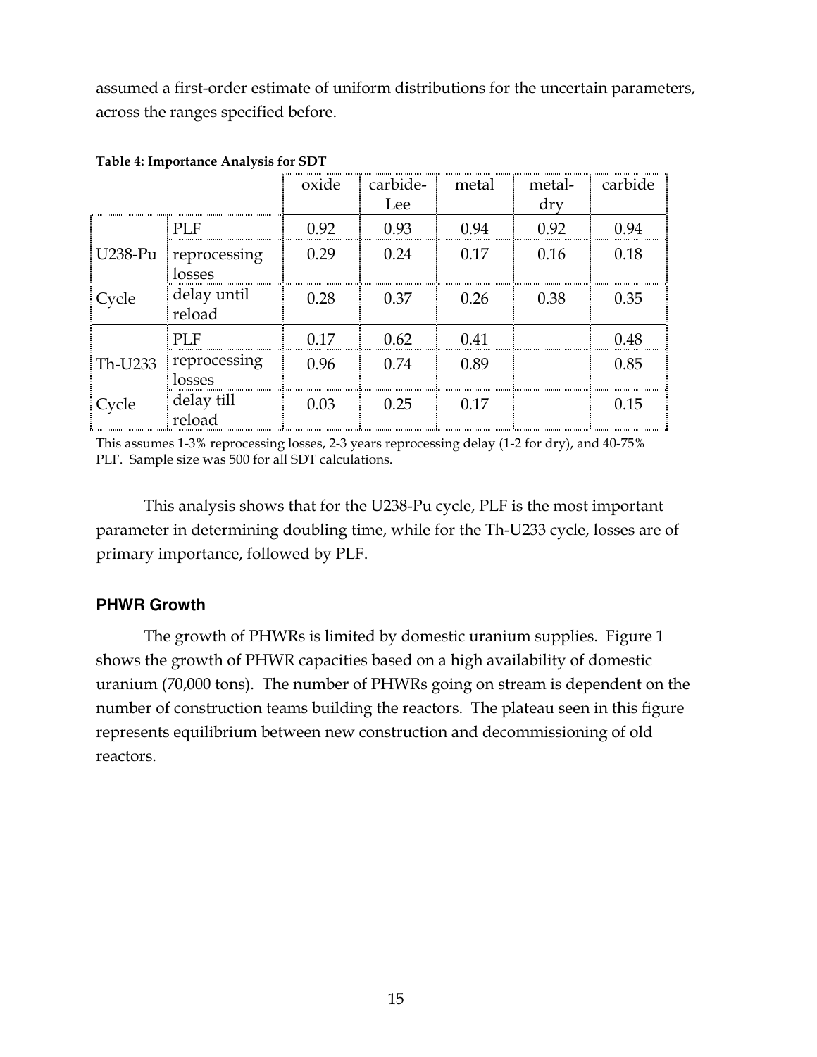assumed a first-order estimate of uniform distributions for the uncertain parameters, across the ranges specified before.

**Table 4: Importance Analysis for SDT**

| | | oxide | carbide-Lee | metal | metal-dry | carbide |
|---|---|---|---|---|---|---|
| U238-Pu Cycle | PLF | 0.92 | 0.93 | 0.94 | 0.92 | 0.94 |
| | reprocessing losses | 0.29 | 0.24 | 0.17 | 0.16 | 0.18 |
| | delay until reload | 0.28 | 0.37 | 0.26 | 0.38 | 0.35 |
| Th-U233 Cycle | PLF | 0.17 | 0.62 | 0.41 | | 0.48 |
| | reprocessing losses | 0.96 | 0.74 | 0.89 | | 0.85 |
| | delay till reload | 0.03 | 0.25 | 0.17 | | 0.15 |

This assumes 1-3% reprocessing losses, 2-3 years reprocessing delay (1-2 for dry), and 40-75% PLF. Sample size was 500 for all SDT calculations.

This analysis shows that for the U238-Pu cycle, PLF is the most important parameter in determining doubling time, while for the Th-U233 cycle, losses are of primary importance, followed by PLF.

### PHWR Growth

The growth of PHWRs is limited by domestic uranium supplies. Figure 1 shows the growth of PHWR capacities based on a high availability of domestic uranium (70,000 tons). The number of PHWRs going on stream is dependent on the number of construction teams building the reactors. The plateau seen in this figure represents equilibrium between new construction and decommissioning of old reactors.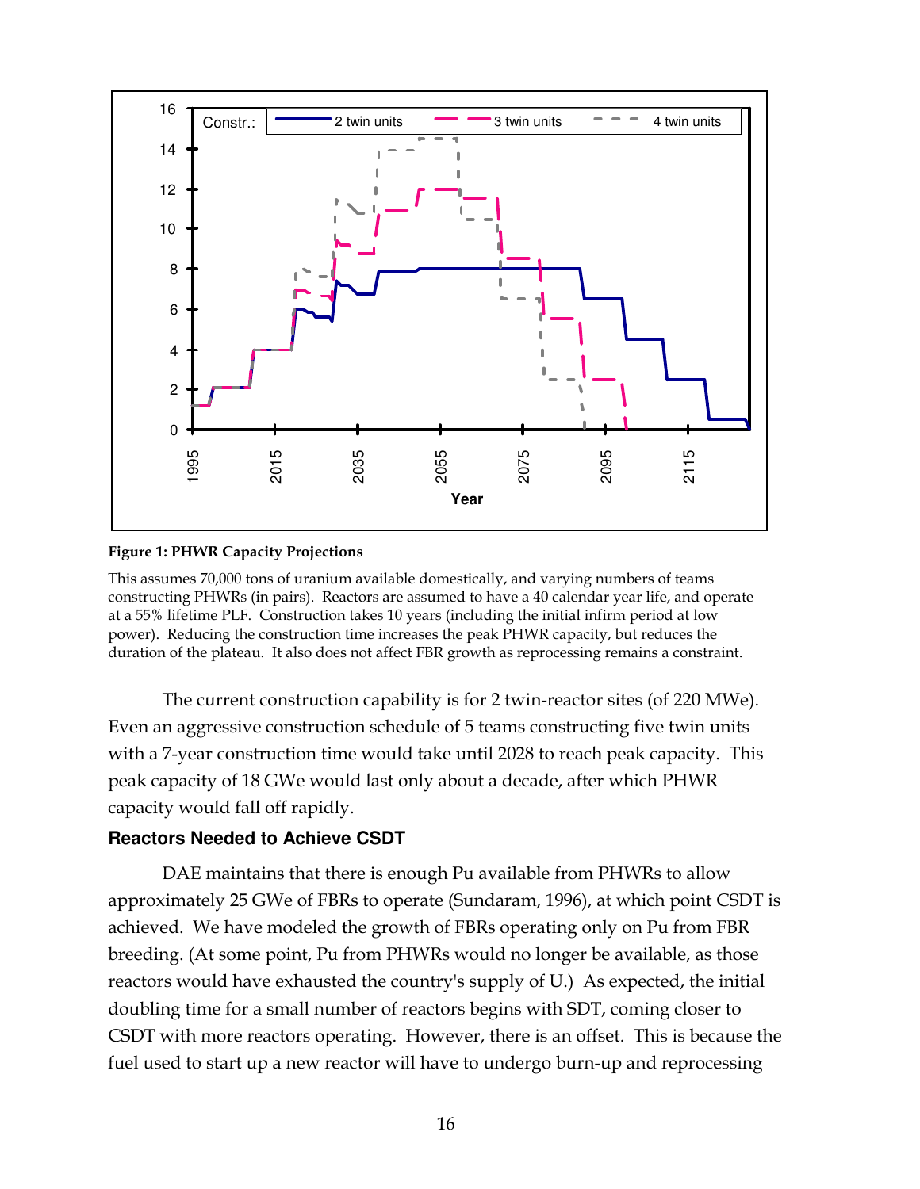**Figure 1: PHWR Capacity Projections**

This assumes 70,000 tons of uranium available domestically, and varying numbers of teams constructing PHWRs (in pairs). Reactors are assumed to have a 40 calendar year life, and operate at a 55% lifetime PLF. Construction takes 10 years (including the initial infirm period at low power). Reducing the construction time increases the peak PHWR capacity, but reduces the duration of the plateau. It also does not affect FBR growth as reprocessing remains a constraint.

The current construction capability is for 2 twin-reactor sites (of 220 MWe). Even an aggressive construction schedule of 5 teams constructing five twin units with a 7-year construction time would take until 2028 to reach peak capacity. This peak capacity of 18 GWe would last only about a decade, after which PHWR capacity would fall off rapidly.

### Reactors Needed to Achieve CSDT

DAE maintains that there is enough Pu available from PHWRs to allow approximately 25 GWe of FBRs to operate (Sundaram, 1996), at which point CSDT is achieved. We have modeled the growth of FBRs operating only on Pu from FBR breeding. (At some point, Pu from PHWRs would no longer be available, as those reactors would have exhausted the country's supply of U.) As expected, the initial doubling time for a small number of reactors begins with SDT, coming closer to CSDT with more reactors operating. However, there is an offset. This is because the fuel used to start up a new reactor will have to undergo burn-up and reprocessing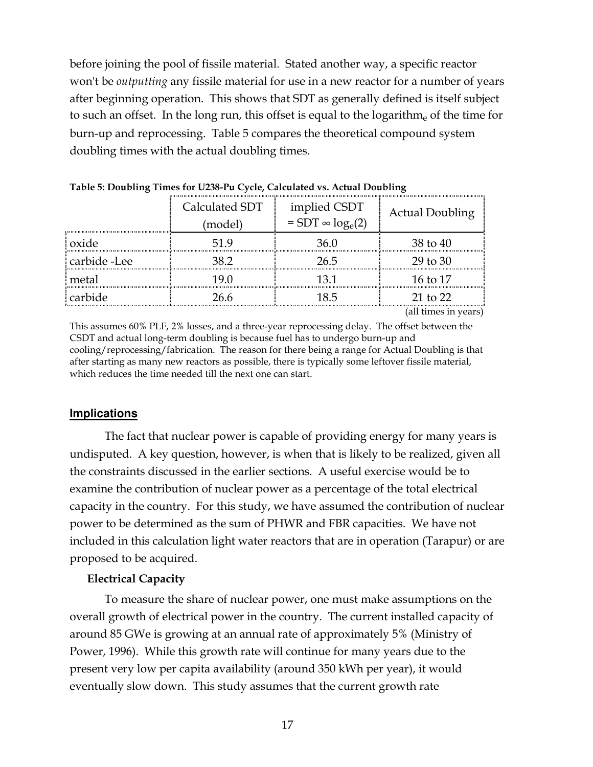before joining the pool of fissile material. Stated another way, a specific reactor won't be *outputting* any fissile material for use in a new reactor for a number of years after beginning operation. This shows that SDT as generally defined is itself subject to such an offset. In the long run, this offset is equal to the $\text{logarithm}_e$ of the time for burn-up and reprocessing. Table 5 compares the theoretical compound system doubling times with the actual doubling times.

**Table 5: Doubling Times for U238-Pu Cycle, Calculated vs. Actual Doubling**

| | Calculated SDT (model) | implied CSDT = SDT $\infty$ $\log_e(2)$ | Actual Doubling |
|---|---|---|---|
| oxide | 51.9 | 36.0 | 38 to 40 |
| carbide -Lee | 38.2 | 26.5 | 29 to 30 |
| metal | 19.0 | 13.1 | 16 to 17 |
| carbide | 26.6 | 18.5 | 21 to 22 |

(all times in years)

This assumes 60% PLF, 2% losses, and a three-year reprocessing delay. The offset between the CSDT and actual long-term doubling is because fuel has to undergo burn-up and cooling/reprocessing/fabrication. The reason for there being a range for Actual Doubling is that after starting as many new reactors as possible, there is typically some leftover fissile material, which reduces the time needed till the next one can start.

## Implications

The fact that nuclear power is capable of providing energy for many years is undisputed. A key question, however, is when that is likely to be realized, given all the constraints discussed in the earlier sections. A useful exercise would be to examine the contribution of nuclear power as a percentage of the total electrical capacity in the country. For this study, we have assumed the contribution of nuclear power to be determined as the sum of PHWR and FBR capacities. We have not included in this calculation light water reactors that are in operation (Tarapur) or are proposed to be acquired.

### Electrical Capacity

To measure the share of nuclear power, one must make assumptions on the overall growth of electrical power in the country. The current installed capacity of around 85 GWe is growing at an annual rate of approximately 5% (Ministry of Power, 1996). While this growth rate will continue for many years due to the present very low per capita availability (around 350 kWh per year), it would eventually slow down. This study assumes that the current growth rate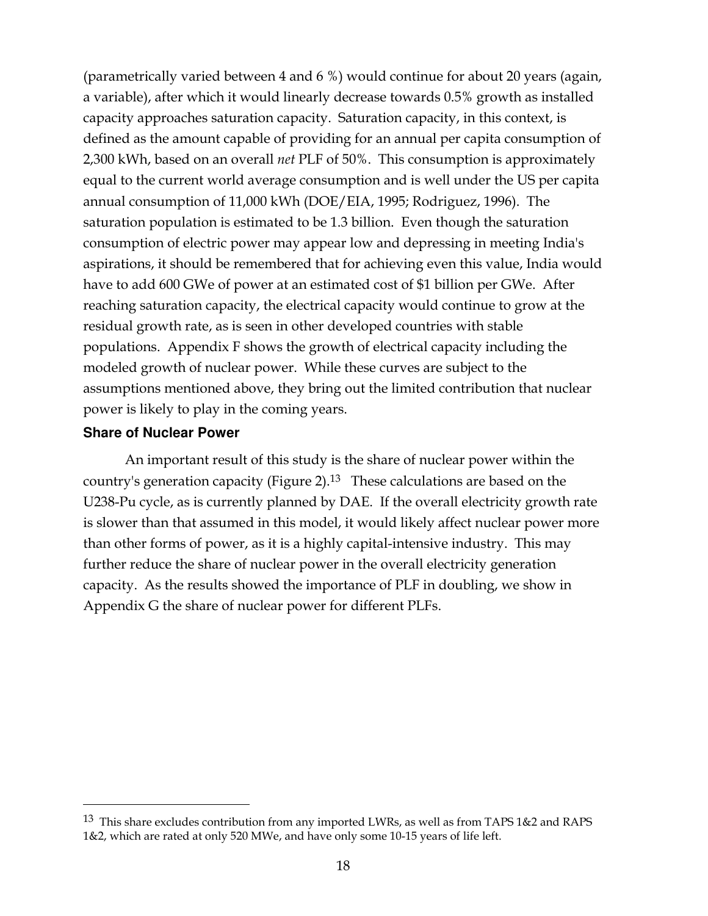(parametrically varied between 4 and 6 %) would continue for about 20 years (again, a variable), after which it would linearly decrease towards 0.5% growth as installed capacity approaches saturation capacity. Saturation capacity, in this context, is defined as the amount capable of providing for an annual per capita consumption of 2,300 kWh, based on an overall *net* PLF of 50%. This consumption is approximately equal to the current world average consumption and is well under the US per capita annual consumption of 11,000 kWh (DOE/EIA, 1995; Rodriguez, 1996). The saturation population is estimated to be 1.3 billion. Even though the saturation consumption of electric power may appear low and depressing in meeting India's aspirations, it should be remembered that for achieving even this value, India would have to add 600 GWe of power at an estimated cost of $1 billion per GWe. After reaching saturation capacity, the electrical capacity would continue to grow at the residual growth rate, as is seen in other developed countries with stable populations. Appendix F shows the growth of electrical capacity including the modeled growth of nuclear power. While these curves are subject to the assumptions mentioned above, they bring out the limited contribution that nuclear power is likely to play in the coming years.

### Share of Nuclear Power

An important result of this study is the share of nuclear power within the country's generation capacity (Figure 2).[13] These calculations are based on the U238-Pu cycle, as is currently planned by DAE. If the overall electricity growth rate is slower than that assumed in this model, it would likely affect nuclear power more than other forms of power, as it is a highly capital-intensive industry. This may further reduce the share of nuclear power in the overall electricity generation capacity. As the results showed the importance of PLF in doubling, we show in Appendix G the share of nuclear power for different PLFs.

---

[13] This share excludes contribution from any imported LWRs, as well as from TAPS 1&2 and RAPS 1&2, which are rated at only 520 MWe, and have only some 10-15 years of life left.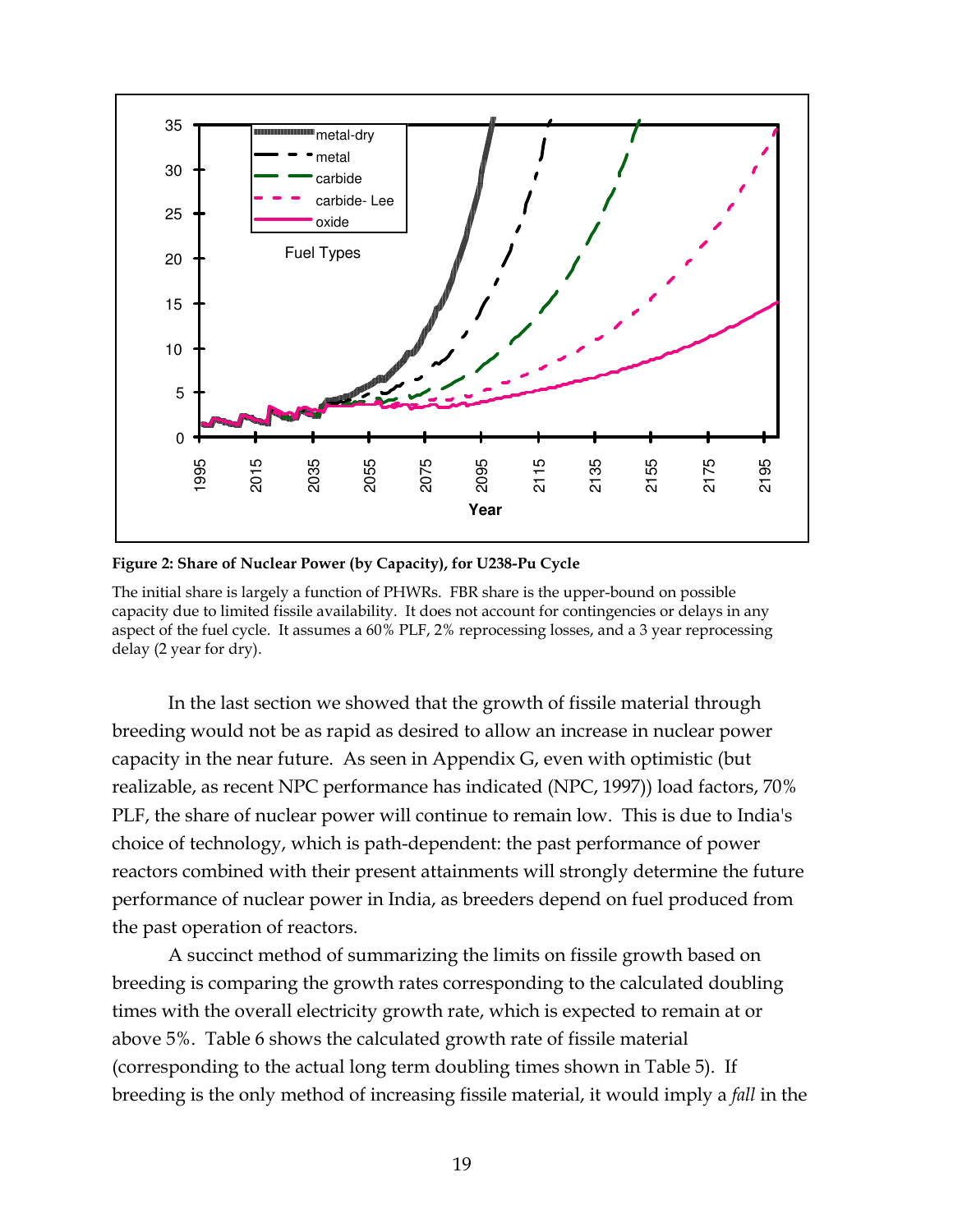**Figure 2: Share of Nuclear Power (by Capacity), for U238-Pu Cycle**

The initial share is largely a function of PHWRs. FBR share is the upper-bound on possible capacity due to limited fissile availability. It does not account for contingencies or delays in any aspect of the fuel cycle. It assumes a 60% PLF, 2% reprocessing losses, and a 3 year reprocessing delay (2 year for dry).

In the last section we showed that the growth of fissile material through breeding would not be as rapid as desired to allow an increase in nuclear power capacity in the near future. As seen in Appendix G, even with optimistic (but realizable, as recent NPC performance has indicated (NPC, 1997)) load factors, 70% PLF, the share of nuclear power will continue to remain low. This is due to India's choice of technology, which is path-dependent: the past performance of power reactors combined with their present attainments will strongly determine the future performance of nuclear power in India, as breeders depend on fuel produced from the past operation of reactors.

A succinct method of summarizing the limits on fissile growth based on breeding is comparing the growth rates corresponding to the calculated doubling times with the overall electricity growth rate, which is expected to remain at or above 5%. Table 6 shows the calculated growth rate of fissile material (corresponding to the actual long term doubling times shown in Table 5). If breeding is the only method of increasing fissile material, it would imply a *fall* in the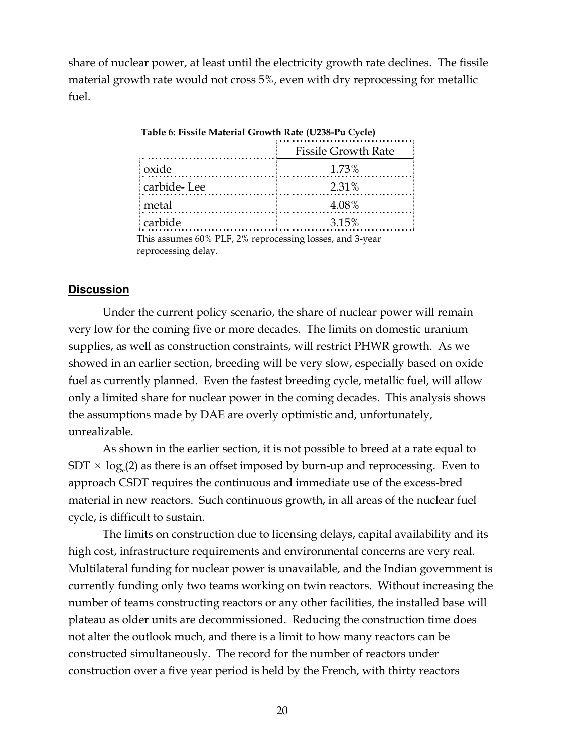share of nuclear power, at least until the electricity growth rate declines. The fissile material growth rate would not cross 5%, even with dry reprocessing for metallic fuel.

**Table 6: Fissile Material Growth Rate (U238-Pu Cycle)**

| | Fissile Growth Rate |
|---|---|
| oxide | 1.73% |
| carbide- Lee | 2.31% |
| metal | 4.08% |
| carbide | 3.15% |

This assumes 60% PLF, 2% reprocessing losses, and 3-year reprocessing delay.

## Discussion

Under the current policy scenario, the share of nuclear power will remain very low for the coming five or more decades. The limits on domestic uranium supplies, as well as construction constraints, will restrict PHWR growth. As we showed in an earlier section, breeding will be very slow, especially based on oxide fuel as currently planned. Even the fastest breeding cycle, metallic fuel, will allow only a limited share for nuclear power in the coming decades. This analysis shows the assumptions made by DAE are overly optimistic and, unfortunately, unrealizable.

As shown in the earlier section, it is not possible to breed at a rate equal to SDT $\times \log_e(2)$ as there is an offset imposed by burn-up and reprocessing. Even to approach CSDT requires the continuous and immediate use of the excess-bred material in new reactors. Such continuous growth, in all areas of the nuclear fuel cycle, is difficult to sustain.

The limits on construction due to licensing delays, capital availability and its high cost, infrastructure requirements and environmental concerns are very real. Multilateral funding for nuclear power is unavailable, and the Indian government is currently funding only two teams working on twin reactors. Without increasing the number of teams constructing reactors or any other facilities, the installed base will plateau as older units are decommissioned. Reducing the construction time does not alter the outlook much, and there is a limit to how many reactors can be constructed simultaneously. The record for the number of reactors under construction over a five year period is held by the French, with thirty reactors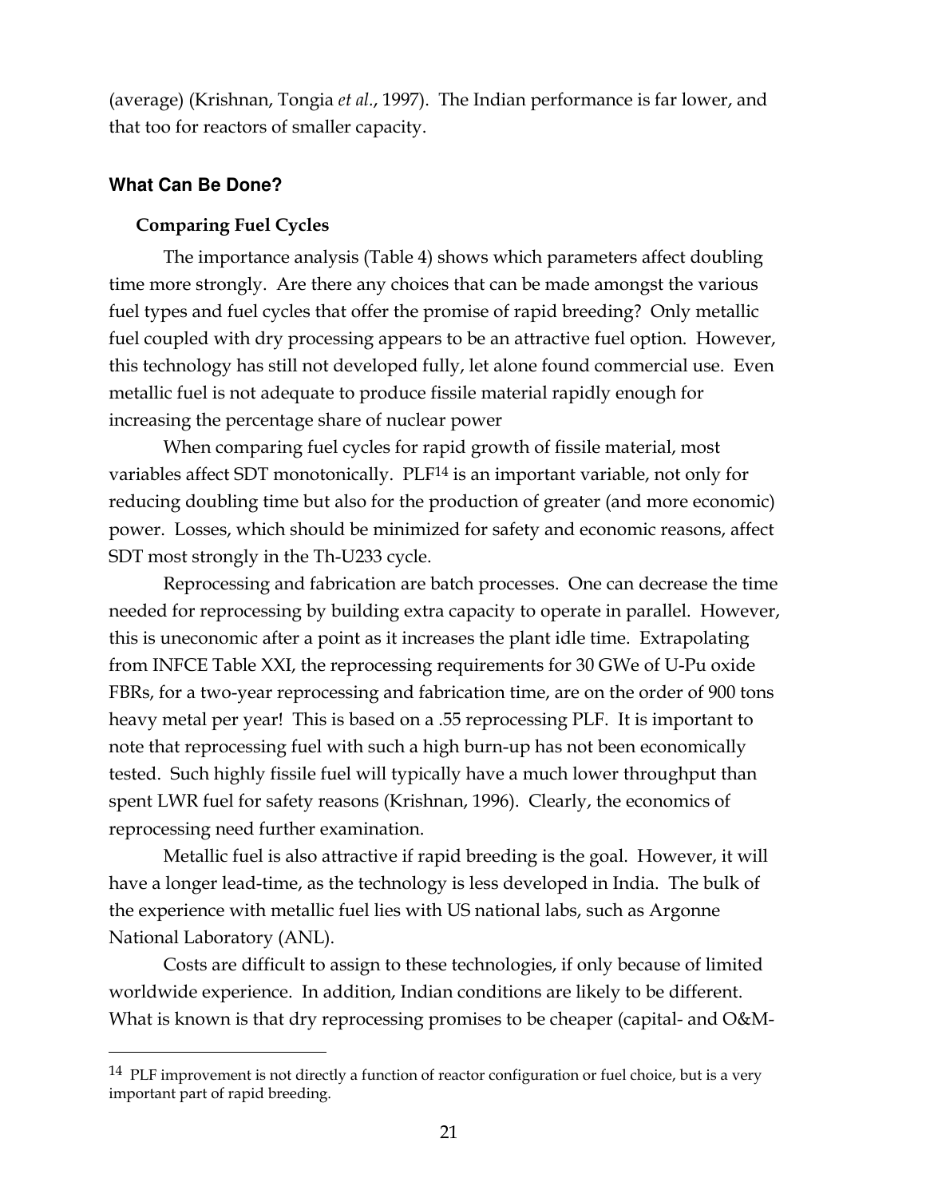(average) (Krishnan, Tongia *et al.*, 1997). The Indian performance is far lower, and that too for reactors of smaller capacity.

## What Can Be Done?

### Comparing Fuel Cycles

The importance analysis (Table 4) shows which parameters affect doubling time more strongly. Are there any choices that can be made amongst the various fuel types and fuel cycles that offer the promise of rapid breeding? Only metallic fuel coupled with dry processing appears to be an attractive fuel option. However, this technology has still not developed fully, let alone found commercial use. Even metallic fuel is not adequate to produce fissile material rapidly enough for increasing the percentage share of nuclear power

When comparing fuel cycles for rapid growth of fissile material, most variables affect SDT monotonically. PLF[14] is an important variable, not only for reducing doubling time but also for the production of greater (and more economic) power. Losses, which should be minimized for safety and economic reasons, affect SDT most strongly in the Th-U233 cycle.

Reprocessing and fabrication are batch processes. One can decrease the time needed for reprocessing by building extra capacity to operate in parallel. However, this is uneconomic after a point as it increases the plant idle time. Extrapolating from INFCE Table XXI, the reprocessing requirements for 30 GWe of U-Pu oxide FBRs, for a two-year reprocessing and fabrication time, are on the order of 900 tons heavy metal per year! This is based on a .55 reprocessing PLF. It is important to note that reprocessing fuel with such a high burn-up has not been economically tested. Such highly fissile fuel will typically have a much lower throughput than spent LWR fuel for safety reasons (Krishnan, 1996). Clearly, the economics of reprocessing need further examination.

Metallic fuel is also attractive if rapid breeding is the goal. However, it will have a longer lead-time, as the technology is less developed in India. The bulk of the experience with metallic fuel lies with US national labs, such as Argonne National Laboratory (ANL).

Costs are difficult to assign to these technologies, if only because of limited worldwide experience. In addition, Indian conditions are likely to be different. What is known is that dry reprocessing promises to be cheaper (capital- and O&M-

---

[14] PLF improvement is not directly a function of reactor configuration or fuel choice, but is a very important part of rapid breeding.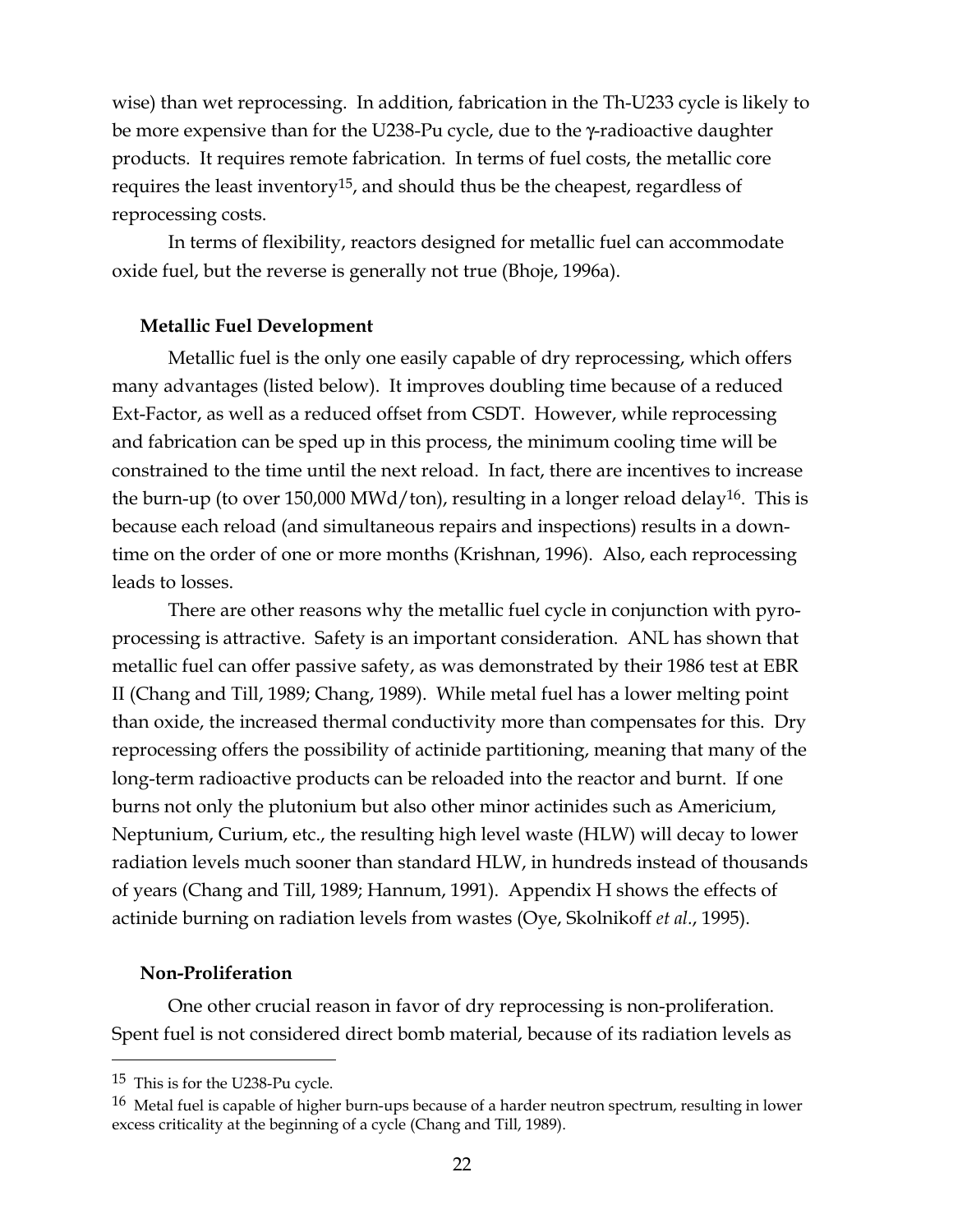wise) than wet reprocessing. In addition, fabrication in the Th-U233 cycle is likely to be more expensive than for the U238-Pu cycle, due to the γ-radioactive daughter products. It requires remote fabrication. In terms of fuel costs, the metallic core requires the least inventory[15], and should thus be the cheapest, regardless of reprocessing costs.

In terms of flexibility, reactors designed for metallic fuel can accommodate oxide fuel, but the reverse is generally not true (Bhoje, 1996a).

**Metallic Fuel Development**

Metallic fuel is the only one easily capable of dry reprocessing, which offers many advantages (listed below). It improves doubling time because of a reduced Ext-Factor, as well as a reduced offset from CSDT. However, while reprocessing and fabrication can be sped up in this process, the minimum cooling time will be constrained to the time until the next reload. In fact, there are incentives to increase the burn-up (to over 150,000 MWd/ton), resulting in a longer reload delay[16]. This is because each reload (and simultaneous repairs and inspections) results in a down-time on the order of one or more months (Krishnan, 1996). Also, each reprocessing leads to losses.

There are other reasons why the metallic fuel cycle in conjunction with pyro-processing is attractive. Safety is an important consideration. ANL has shown that metallic fuel can offer passive safety, as was demonstrated by their 1986 test at EBR II (Chang and Till, 1989; Chang, 1989). While metal fuel has a lower melting point than oxide, the increased thermal conductivity more than compensates for this. Dry reprocessing offers the possibility of actinide partitioning, meaning that many of the long-term radioactive products can be reloaded into the reactor and burnt. If one burns not only the plutonium but also other minor actinides such as Americium, Neptunium, Curium, etc., the resulting high level waste (HLW) will decay to lower radiation levels much sooner than standard HLW, in hundreds instead of thousands of years (Chang and Till, 1989; Hannum, 1991). Appendix H shows the effects of actinide burning on radiation levels from wastes (Oye, Skolnikoff *et al.*, 1995).

**Non-Proliferation**

One other crucial reason in favor of dry reprocessing is non-proliferation. Spent fuel is not considered direct bomb material, because of its radiation levels as

---

[15] This is for the U238-Pu cycle.

[16] Metal fuel is capable of higher burn-ups because of a harder neutron spectrum, resulting in lower excess criticality at the beginning of a cycle (Chang and Till, 1989).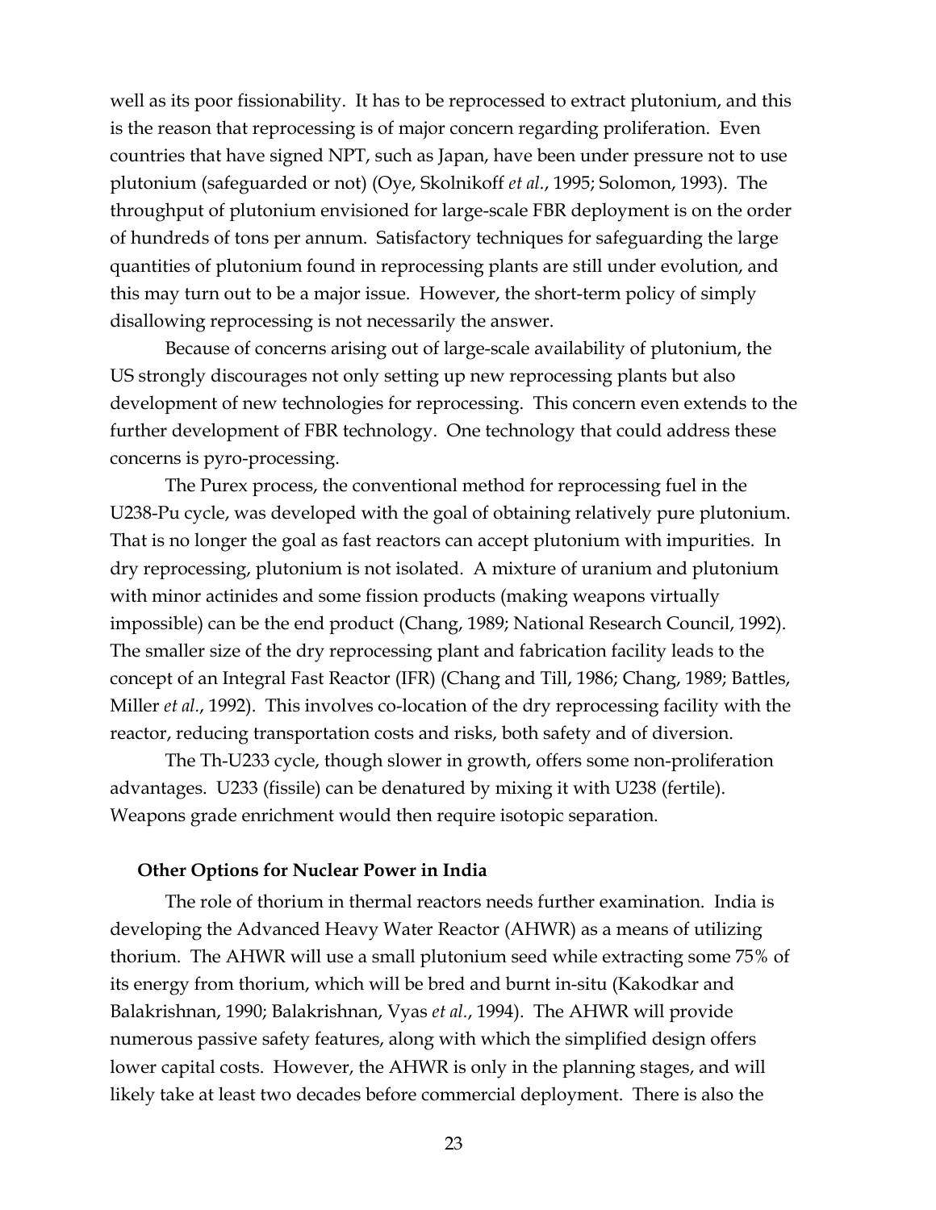well as its poor fissionability. It has to be reprocessed to extract plutonium, and this is the reason that reprocessing is of major concern regarding proliferation. Even countries that have signed NPT, such as Japan, have been under pressure not to use plutonium (safeguarded or not) (Oye, Skolnikoff *et al.*, 1995; Solomon, 1993). The throughput of plutonium envisioned for large-scale FBR deployment is on the order of hundreds of tons per annum. Satisfactory techniques for safeguarding the large quantities of plutonium found in reprocessing plants are still under evolution, and this may turn out to be a major issue. However, the short-term policy of simply disallowing reprocessing is not necessarily the answer.

Because of concerns arising out of large-scale availability of plutonium, the US strongly discourages not only setting up new reprocessing plants but also development of new technologies for reprocessing. This concern even extends to the further development of FBR technology. One technology that could address these concerns is pyro-processing.

The Purex process, the conventional method for reprocessing fuel in the U238-Pu cycle, was developed with the goal of obtaining relatively pure plutonium. That is no longer the goal as fast reactors can accept plutonium with impurities. In dry reprocessing, plutonium is not isolated. A mixture of uranium and plutonium with minor actinides and some fission products (making weapons virtually impossible) can be the end product (Chang, 1989; National Research Council, 1992). The smaller size of the dry reprocessing plant and fabrication facility leads to the concept of an Integral Fast Reactor (IFR) (Chang and Till, 1986; Chang, 1989; Battles, Miller *et al.*, 1992). This involves co-location of the dry reprocessing facility with the reactor, reducing transportation costs and risks, both safety and of diversion.

The Th-U233 cycle, though slower in growth, offers some non-proliferation advantages. U233 (fissile) can be denatured by mixing it with U238 (fertile). Weapons grade enrichment would then require isotopic separation.

### Other Options for Nuclear Power in India

The role of thorium in thermal reactors needs further examination. India is developing the Advanced Heavy Water Reactor (AHWR) as a means of utilizing thorium. The AHWR will use a small plutonium seed while extracting some 75% of its energy from thorium, which will be bred and burnt in-situ (Kakodkar and Balakrishnan, 1990; Balakrishnan, Vyas *et al.*, 1994). The AHWR will provide numerous passive safety features, along with which the simplified design offers lower capital costs. However, the AHWR is only in the planning stages, and will likely take at least two decades before commercial deployment. There is also the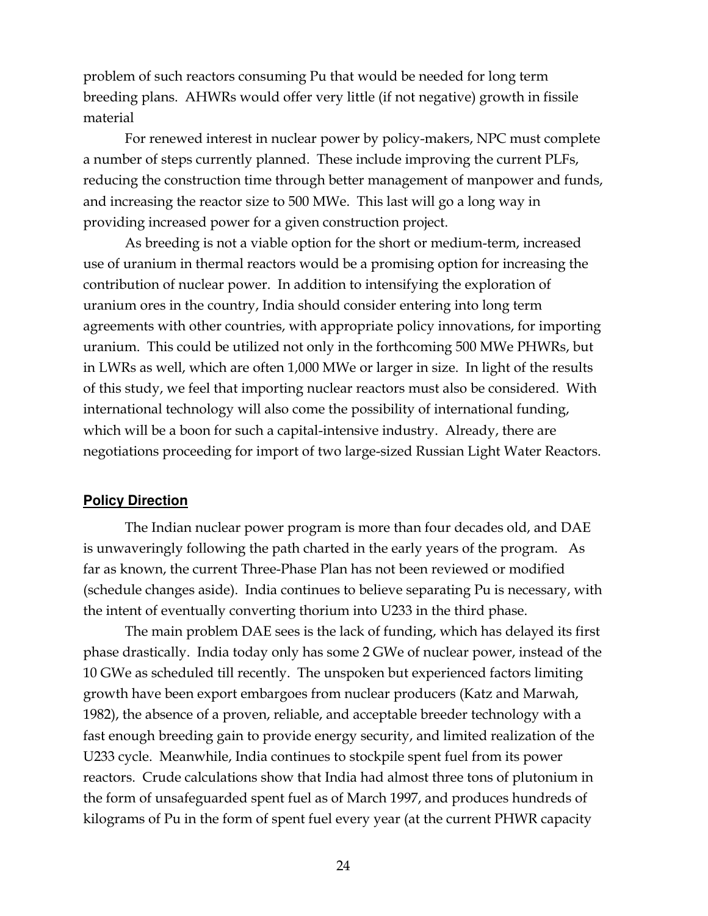problem of such reactors consuming Pu that would be needed for long term breeding plans. AHWRs would offer very little (if not negative) growth in fissile material

For renewed interest in nuclear power by policy-makers, NPC must complete a number of steps currently planned. These include improving the current PLFs, reducing the construction time through better management of manpower and funds, and increasing the reactor size to 500 MWe. This last will go a long way in providing increased power for a given construction project.

As breeding is not a viable option for the short or medium-term, increased use of uranium in thermal reactors would be a promising option for increasing the contribution of nuclear power. In addition to intensifying the exploration of uranium ores in the country, India should consider entering into long term agreements with other countries, with appropriate policy innovations, for importing uranium. This could be utilized not only in the forthcoming 500 MWe PHWRs, but in LWRs as well, which are often 1,000 MWe or larger in size. In light of the results of this study, we feel that importing nuclear reactors must also be considered. With international technology will also come the possibility of international funding, which will be a boon for such a capital-intensive industry. Already, there are negotiations proceeding for import of two large-sized Russian Light Water Reactors.

## Policy Direction

The Indian nuclear power program is more than four decades old, and DAE is unwaveringly following the path charted in the early years of the program. As far as known, the current Three-Phase Plan has not been reviewed or modified (schedule changes aside). India continues to believe separating Pu is necessary, with the intent of eventually converting thorium into U233 in the third phase.

The main problem DAE sees is the lack of funding, which has delayed its first phase drastically. India today only has some 2 GWe of nuclear power, instead of the 10 GWe as scheduled till recently. The unspoken but experienced factors limiting growth have been export embargoes from nuclear producers (Katz and Marwah, 1982), the absence of a proven, reliable, and acceptable breeder technology with a fast enough breeding gain to provide energy security, and limited realization of the U233 cycle. Meanwhile, India continues to stockpile spent fuel from its power reactors. Crude calculations show that India had almost three tons of plutonium in the form of unsafeguarded spent fuel as of March 1997, and produces hundreds of kilograms of Pu in the form of spent fuel every year (at the current PHWR capacity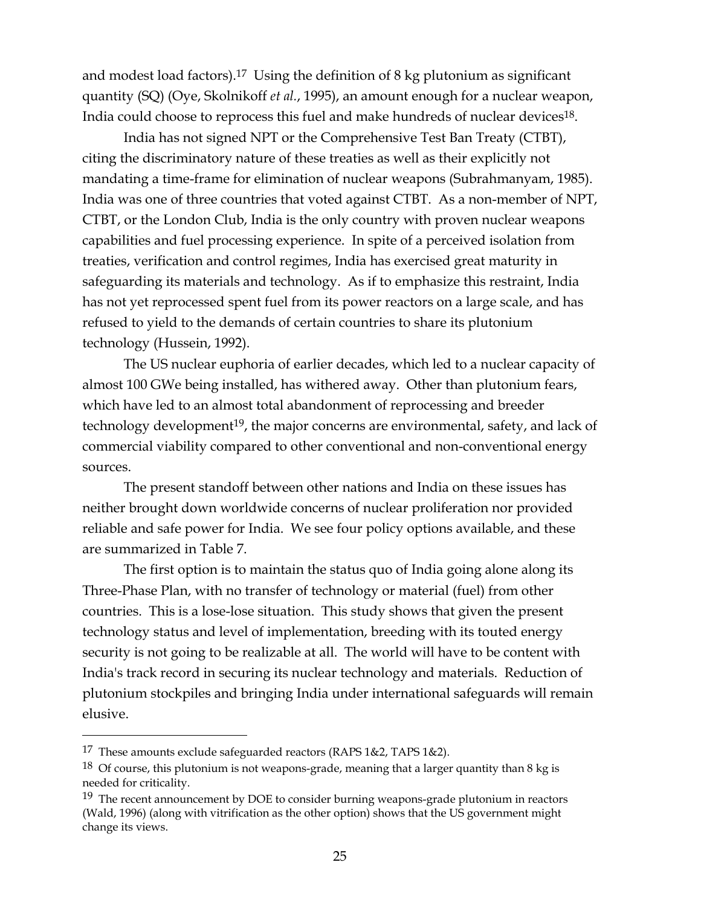and modest load factors).[17] Using the definition of 8 kg plutonium as significant quantity (SQ) (Oye, Skolnikoff *et al.*, 1995), an amount enough for a nuclear weapon, India could choose to reprocess this fuel and make hundreds of nuclear devices[18].

India has not signed NPT or the Comprehensive Test Ban Treaty (CTBT), citing the discriminatory nature of these treaties as well as their explicitly not mandating a time-frame for elimination of nuclear weapons (Subrahmanyam, 1985). India was one of three countries that voted against CTBT. As a non-member of NPT, CTBT, or the London Club, India is the only country with proven nuclear weapons capabilities and fuel processing experience. In spite of a perceived isolation from treaties, verification and control regimes, India has exercised great maturity in safeguarding its materials and technology. As if to emphasize this restraint, India has not yet reprocessed spent fuel from its power reactors on a large scale, and has refused to yield to the demands of certain countries to share its plutonium technology (Hussein, 1992).

The US nuclear euphoria of earlier decades, which led to a nuclear capacity of almost 100 GWe being installed, has withered away. Other than plutonium fears, which have led to an almost total abandonment of reprocessing and breeder technology development[19], the major concerns are environmental, safety, and lack of commercial viability compared to other conventional and non-conventional energy sources.

The present standoff between other nations and India on these issues has neither brought down worldwide concerns of nuclear proliferation nor provided reliable and safe power for India. We see four policy options available, and these are summarized in Table 7.

The first option is to maintain the status quo of India going alone along its Three-Phase Plan, with no transfer of technology or material (fuel) from other countries. This is a lose-lose situation. This study shows that given the present technology status and level of implementation, breeding with its touted energy security is not going to be realizable at all. The world will have to be content with India's track record in securing its nuclear technology and materials. Reduction of plutonium stockpiles and bringing India under international safeguards will remain elusive.

---

[17] These amounts exclude safeguarded reactors (RAPS 1&2, TAPS 1&2).

[18] Of course, this plutonium is not weapons-grade, meaning that a larger quantity than 8 kg is needed for criticality.

[19] The recent announcement by DOE to consider burning weapons-grade plutonium in reactors (Wald, 1996) (along with vitrification as the other option) shows that the US government might change its views.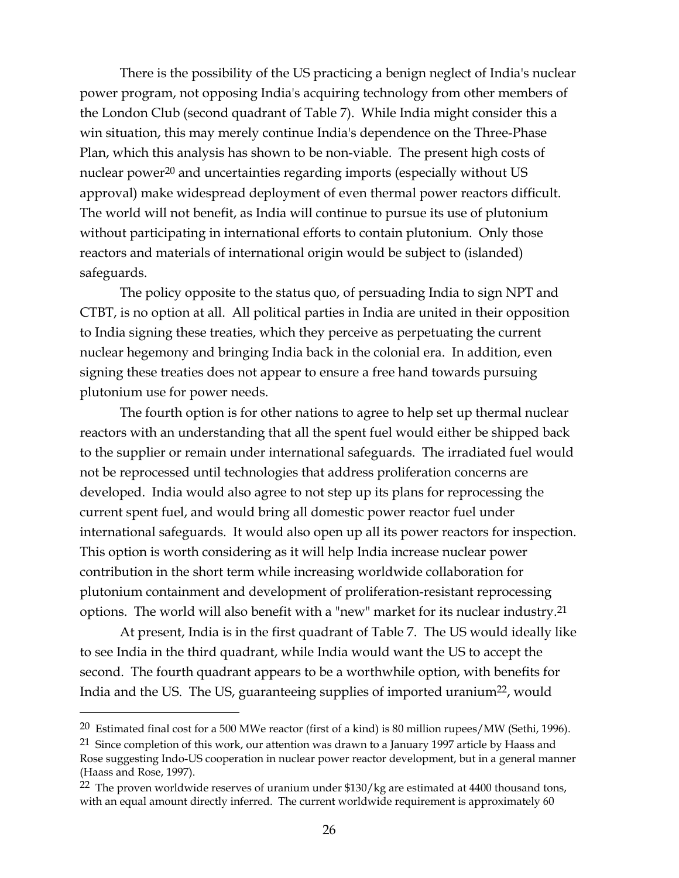There is the possibility of the US practicing a benign neglect of India's nuclear power program, not opposing India's acquiring technology from other members of the London Club (second quadrant of Table 7). While India might consider this a win situation, this may merely continue India's dependence on the Three-Phase Plan, which this analysis has shown to be non-viable. The present high costs of nuclear power[20] and uncertainties regarding imports (especially without US approval) make widespread deployment of even thermal power reactors difficult. The world will not benefit, as India will continue to pursue its use of plutonium without participating in international efforts to contain plutonium. Only those reactors and materials of international origin would be subject to (islanded) safeguards.

The policy opposite to the status quo, of persuading India to sign NPT and CTBT, is no option at all. All political parties in India are united in their opposition to India signing these treaties, which they perceive as perpetuating the current nuclear hegemony and bringing India back in the colonial era. In addition, even signing these treaties does not appear to ensure a free hand towards pursuing plutonium use for power needs.

The fourth option is for other nations to agree to help set up thermal nuclear reactors with an understanding that all the spent fuel would either be shipped back to the supplier or remain under international safeguards. The irradiated fuel would not be reprocessed until technologies that address proliferation concerns are developed. India would also agree to not step up its plans for reprocessing the current spent fuel, and would bring all domestic power reactor fuel under international safeguards. It would also open up all its power reactors for inspection. This option is worth considering as it will help India increase nuclear power contribution in the short term while increasing worldwide collaboration for plutonium containment and development of proliferation-resistant reprocessing options. The world will also benefit with a "new" market for its nuclear industry.[21]

At present, India is in the first quadrant of Table 7. The US would ideally like to see India in the third quadrant, while India would want the US to accept the second. The fourth quadrant appears to be a worthwhile option, with benefits for India and the US. The US, guaranteeing supplies of imported uranium[22], would

---

[20] Estimated final cost for a 500 MWe reactor (first of a kind) is 80 million rupees/MW (Sethi, 1996).

[21] Since completion of this work, our attention was drawn to a January 1997 article by Haass and Rose suggesting Indo-US cooperation in nuclear power reactor development, but in a general manner (Haass and Rose, 1997).

[22] The proven worldwide reserves of uranium under $130/kg are estimated at 4400 thousand tons, with an equal amount directly inferred. The current worldwide requirement is approximately 60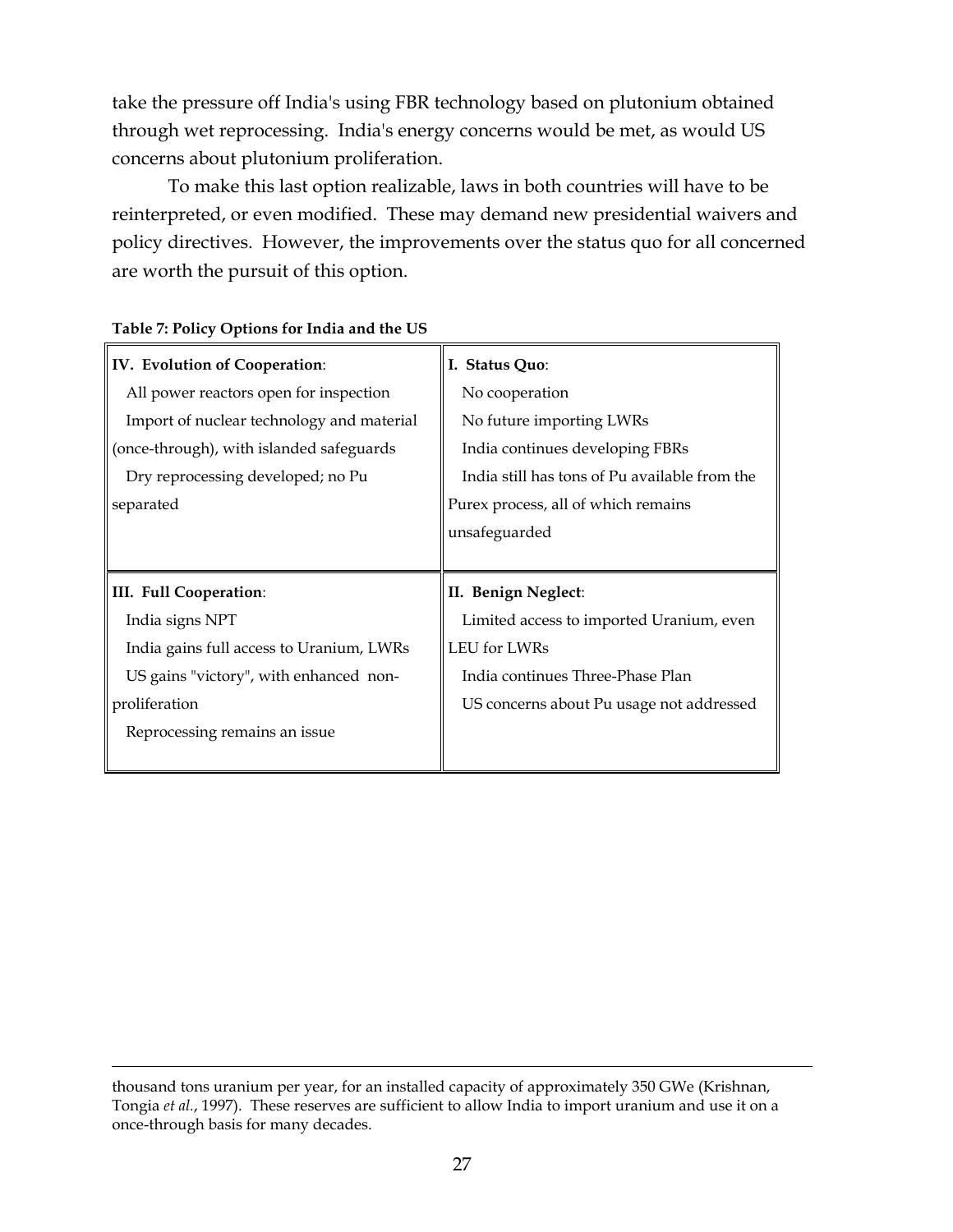take the pressure off India's using FBR technology based on plutonium obtained through wet reprocessing. India's energy concerns would be met, as would US concerns about plutonium proliferation.

To make this last option realizable, laws in both countries will have to be reinterpreted, or even modified. These may demand new presidential waivers and policy directives. However, the improvements over the status quo for all concerned are worth the pursuit of this option.

**Table 7: Policy Options for India and the US**

| | |
|---|---|
| **IV. Evolution of Cooperation**:<br>All power reactors open for inspection<br>Import of nuclear technology and material (once-through), with islanded safeguards<br>Dry reprocessing developed; no Pu separated | **I. Status Quo**:<br>No cooperation<br>No future importing LWRs<br>India continues developing FBRs<br>India still has tons of Pu available from the Purex process, all of which remains unsafeguarded |
| **III. Full Cooperation**:<br>India signs NPT<br>India gains full access to Uranium, LWRs<br>US gains "victory", with enhanced non-proliferation<br>Reprocessing remains an issue | **II. Benign Neglect**:<br>Limited access to imported Uranium, even LEU for LWRs<br>India continues Three-Phase Plan<br>US concerns about Pu usage not addressed |

---

thousand tons uranium per year, for an installed capacity of approximately 350 GWe (Krishnan, Tongia *et al.*, 1997). These reserves are sufficient to allow India to import uranium and use it on a once-through basis for many decades.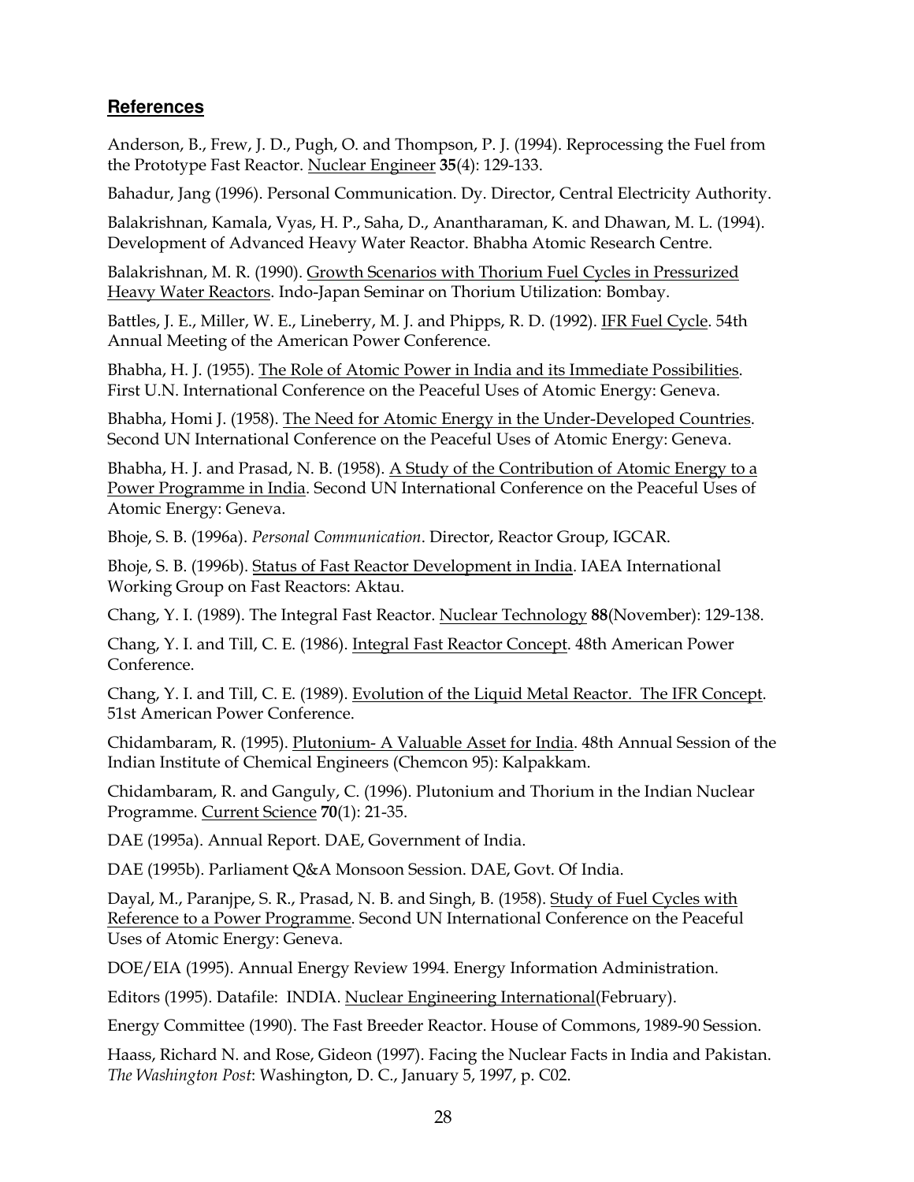## **References**

Anderson, B., Frew, J. D., Pugh, O. and Thompson, P. J. (1994). Reprocessing the Fuel from the Prototype Fast Reactor. Nuclear Engineer **35**(4): 129-133.

Bahadur, Jang (1996). Personal Communication. Dy. Director, Central Electricity Authority.

Balakrishnan, Kamala, Vyas, H. P., Saha, D., Anantharaman, K. and Dhawan, M. L. (1994). Development of Advanced Heavy Water Reactor. Bhabha Atomic Research Centre.

Balakrishnan, M. R. (1990). Growth Scenarios with Thorium Fuel Cycles in Pressurized Heavy Water Reactors. Indo-Japan Seminar on Thorium Utilization: Bombay.

Battles, J. E., Miller, W. E., Lineberry, M. J. and Phipps, R. D. (1992). IFR Fuel Cycle. 54th Annual Meeting of the American Power Conference.

Bhabha, H. J. (1955). The Role of Atomic Power in India and its Immediate Possibilities. First U.N. International Conference on the Peaceful Uses of Atomic Energy: Geneva.

Bhabha, Homi J. (1958). The Need for Atomic Energy in the Under-Developed Countries. Second UN International Conference on the Peaceful Uses of Atomic Energy: Geneva.

Bhabha, H. J. and Prasad, N. B. (1958). A Study of the Contribution of Atomic Energy to a Power Programme in India. Second UN International Conference on the Peaceful Uses of Atomic Energy: Geneva.

Bhoje, S. B. (1996a). *Personal Communication*. Director, Reactor Group, IGCAR.

Bhoje, S. B. (1996b). Status of Fast Reactor Development in India. IAEA International Working Group on Fast Reactors: Aktau.

Chang, Y. I. (1989). The Integral Fast Reactor. Nuclear Technology **88**(November): 129-138.

Chang, Y. I. and Till, C. E. (1986). Integral Fast Reactor Concept. 48th American Power Conference.

Chang, Y. I. and Till, C. E. (1989). Evolution of the Liquid Metal Reactor. The IFR Concept. 51st American Power Conference.

Chidambaram, R. (1995). Plutonium- A Valuable Asset for India. 48th Annual Session of the Indian Institute of Chemical Engineers (Chemcon 95): Kalpakkam.

Chidambaram, R. and Ganguly, C. (1996). Plutonium and Thorium in the Indian Nuclear Programme. Current Science **70**(1): 21-35.

DAE (1995a). Annual Report. DAE, Government of India.

DAE (1995b). Parliament Q&A Monsoon Session. DAE, Govt. Of India.

Dayal, M., Paranjpe, S. R., Prasad, N. B. and Singh, B. (1958). Study of Fuel Cycles with Reference to a Power Programme. Second UN International Conference on the Peaceful Uses of Atomic Energy: Geneva.

DOE/EIA (1995). Annual Energy Review 1994. Energy Information Administration.

Editors (1995). Datafile: INDIA. Nuclear Engineering International(February).

Energy Committee (1990). The Fast Breeder Reactor. House of Commons, 1989-90 Session.

Haass, Richard N. and Rose, Gideon (1997). Facing the Nuclear Facts in India and Pakistan. *The Washington Post*: Washington, D. C., January 5, 1997, p. C02.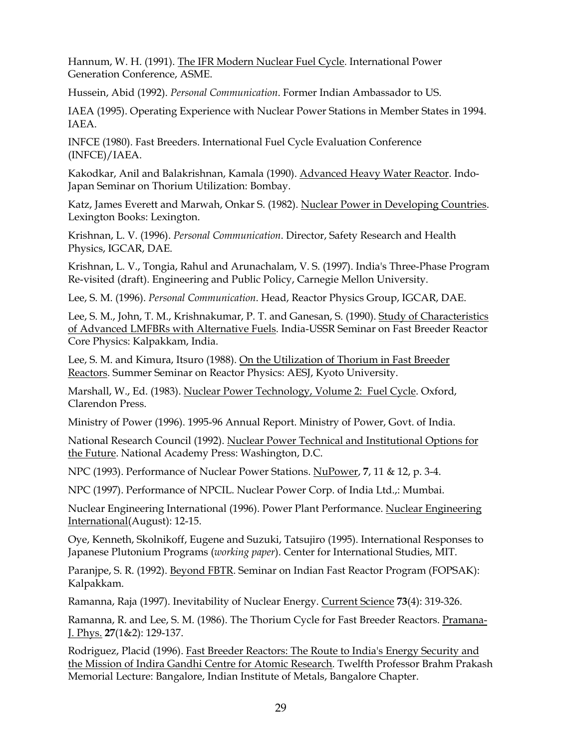Hannum, W. H. (1991). The IFR Modern Nuclear Fuel Cycle. International Power Generation Conference, ASME.

Hussein, Abid (1992). *Personal Communication*. Former Indian Ambassador to US.

IAEA (1995). Operating Experience with Nuclear Power Stations in Member States in 1994. IAEA.

INFCE (1980). Fast Breeders. International Fuel Cycle Evaluation Conference (INFCE)/IAEA.

Kakodkar, Anil and Balakrishnan, Kamala (1990). Advanced Heavy Water Reactor. Indo-Japan Seminar on Thorium Utilization: Bombay.

Katz, James Everett and Marwah, Onkar S. (1982). Nuclear Power in Developing Countries. Lexington Books: Lexington.

Krishnan, L. V. (1996). *Personal Communication*. Director, Safety Research and Health Physics, IGCAR, DAE.

Krishnan, L. V., Tongia, Rahul and Arunachalam, V. S. (1997). India's Three-Phase Program Re-visited (draft). Engineering and Public Policy, Carnegie Mellon University.

Lee, S. M. (1996). *Personal Communication*. Head, Reactor Physics Group, IGCAR, DAE.

Lee, S. M., John, T. M., Krishnakumar, P. T. and Ganesan, S. (1990). Study of Characteristics of Advanced LMFBRs with Alternative Fuels. India-USSR Seminar on Fast Breeder Reactor Core Physics: Kalpakkam, India.

Lee, S. M. and Kimura, Itsuro (1988). On the Utilization of Thorium in Fast Breeder Reactors. Summer Seminar on Reactor Physics: AESJ, Kyoto University.

Marshall, W., Ed. (1983). Nuclear Power Technology, Volume 2: Fuel Cycle. Oxford, Clarendon Press.

Ministry of Power (1996). 1995-96 Annual Report. Ministry of Power, Govt. of India.

National Research Council (1992). Nuclear Power Technical and Institutional Options for the Future. National Academy Press: Washington, D.C.

NPC (1993). Performance of Nuclear Power Stations. NuPower, **7**, 11 & 12, p. 3-4.

NPC (1997). Performance of NPCIL. Nuclear Power Corp. of India Ltd.,: Mumbai.

Nuclear Engineering International (1996). Power Plant Performance. Nuclear Engineering International(August): 12-15.

Oye, Kenneth, Skolnikoff, Eugene and Suzuki, Tatsujiro (1995). International Responses to Japanese Plutonium Programs (*working paper*). Center for International Studies, MIT.

Paranjpe, S. R. (1992). Beyond FBTR. Seminar on Indian Fast Reactor Program (FOPSAK): Kalpakkam.

Ramanna, Raja (1997). Inevitability of Nuclear Energy. Current Science **73**(4): 319-326.

Ramanna, R. and Lee, S. M. (1986). The Thorium Cycle for Fast Breeder Reactors. Pramana-J. Phys. **27**(1&2): 129-137.

Rodriguez, Placid (1996). Fast Breeder Reactors: The Route to India's Energy Security and the Mission of Indira Gandhi Centre for Atomic Research. Twelfth Professor Brahm Prakash Memorial Lecture: Bangalore, Indian Institute of Metals, Bangalore Chapter.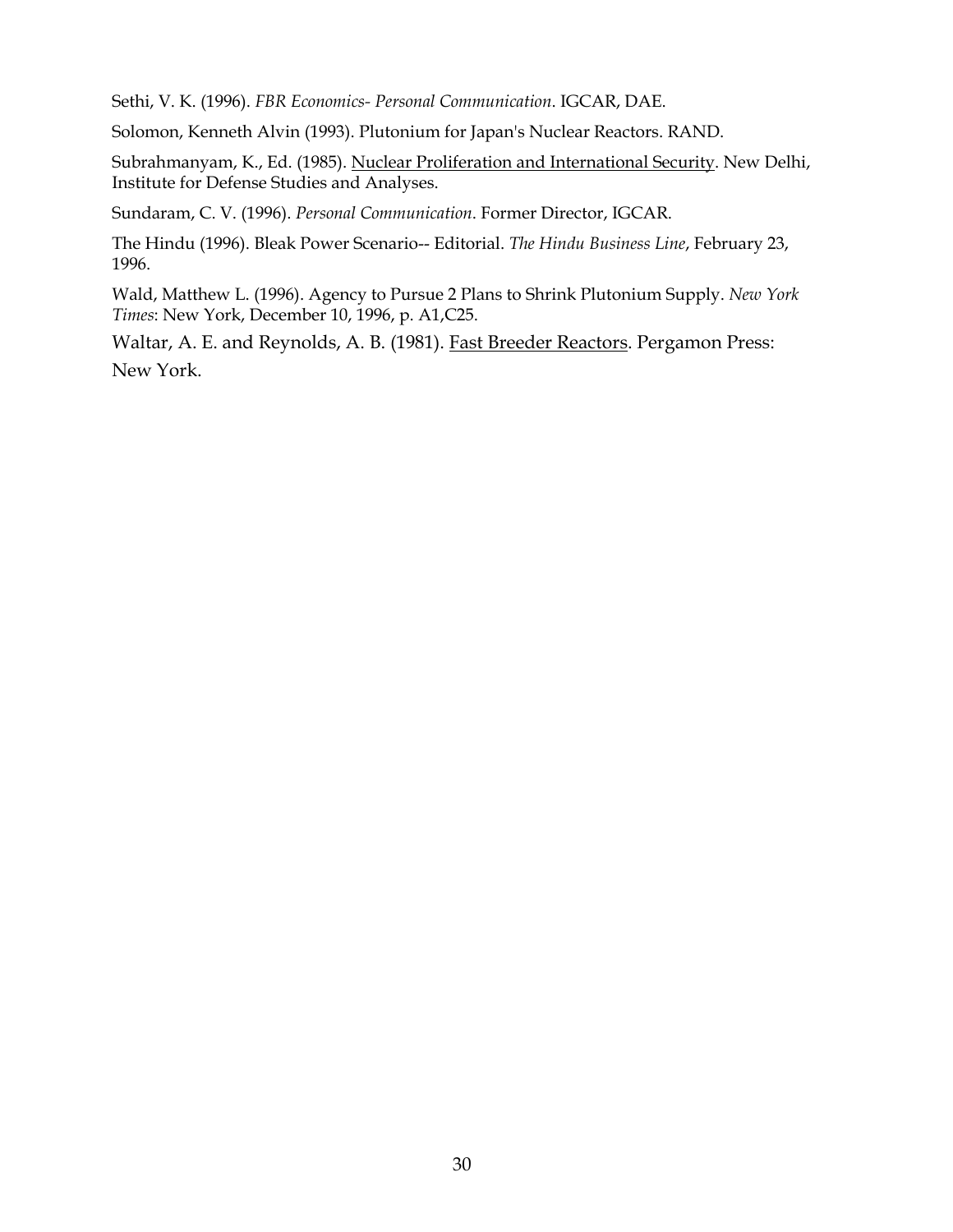Sethi, V. K. (1996). *FBR Economics- Personal Communication*. IGCAR, DAE.

Solomon, Kenneth Alvin (1993). Plutonium for Japan's Nuclear Reactors. RAND.

Subrahmanyam, K., Ed. (1985). Nuclear Proliferation and International Security. New Delhi, Institute for Defense Studies and Analyses.

Sundaram, C. V. (1996). *Personal Communication*. Former Director, IGCAR.

The Hindu (1996). Bleak Power Scenario-- Editorial. *The Hindu Business Line*, February 23, 1996.

Wald, Matthew L. (1996). Agency to Pursue 2 Plans to Shrink Plutonium Supply. *New York Times*: New York, December 10, 1996, p. A1,C25.

Waltar, A. E. and Reynolds, A. B. (1981). Fast Breeder Reactors. Pergamon Press: New York.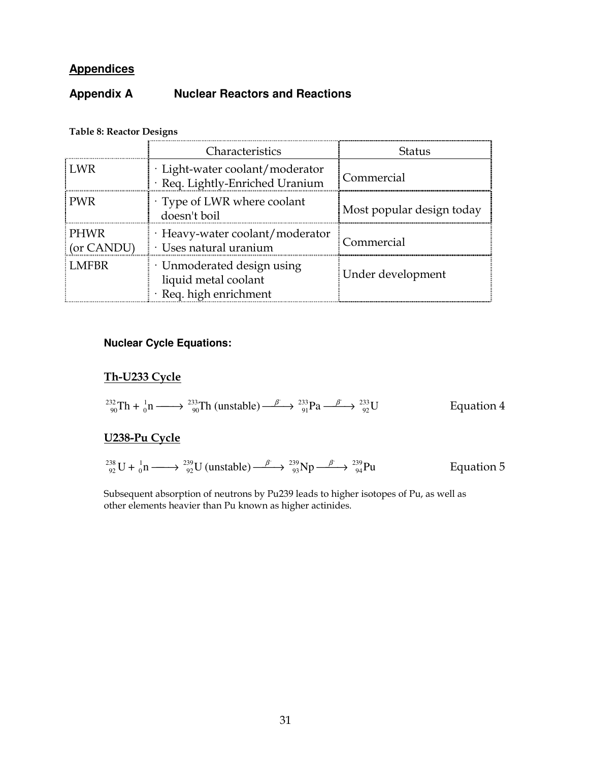## Appendices

### Appendix A Nuclear Reactors and Reactions

**Table 8: Reactor Designs**

| | Characteristics | Status |
|---|---|---|
| LWR | · Light-water coolant/moderator<br>· Req. Lightly-Enriched Uranium | Commercial |
| PWR | · Type of LWR where coolant doesn't boil | Most popular design today |
| PHWR (or CANDU) | · Heavy-water coolant/moderator<br>· Uses natural uranium | Commercial |
| LMFBR | · Unmoderated design using liquid metal coolant<br>· Req. high enrichment | Under development |

**Nuclear Cycle Equations:**

**Th-U233 Cycle**

$$^{232}_{90}\text{Th} + ^{1}_{0}\text{n} \longrightarrow ^{233}_{90}\text{Th (unstable)} \xrightarrow{\beta^-} ^{233}_{91}\text{Pa} \xrightarrow{\beta^-} ^{233}_{92}\text{U} \quad \text{Equation 4}$$

**U238-Pu Cycle**

$$^{238}_{92}\text{U} + ^{1}_{0}\text{n} \longrightarrow ^{239}_{92}\text{U (unstable)} \xrightarrow{\beta^-} ^{239}_{93}\text{Np} \xrightarrow{\beta^-} ^{239}_{94}\text{Pu} \quad \text{Equation 5}$$

Subsequent absorption of neutrons by Pu239 leads to higher isotopes of Pu, as well as other elements heavier than Pu known as higher actinides.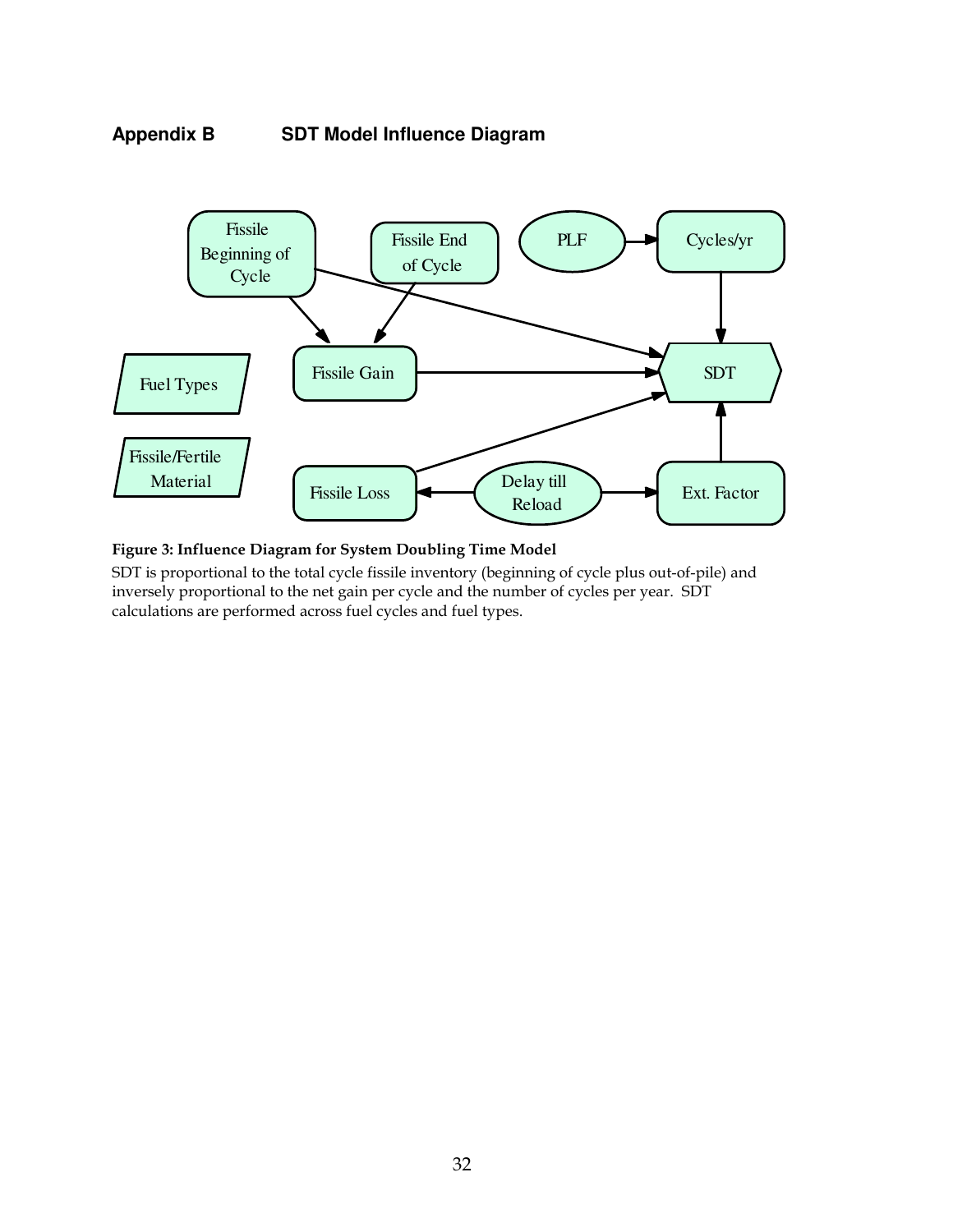## Appendix B SDT Model Influence Diagram

Figure 3: Influence Diagram for System Doubling Time Model

SDT is proportional to the total cycle fissile inventory (beginning of cycle plus out-of-pile) and inversely proportional to the net gain per cycle and the number of cycles per year. SDT calculations are performed across fuel cycles and fuel types.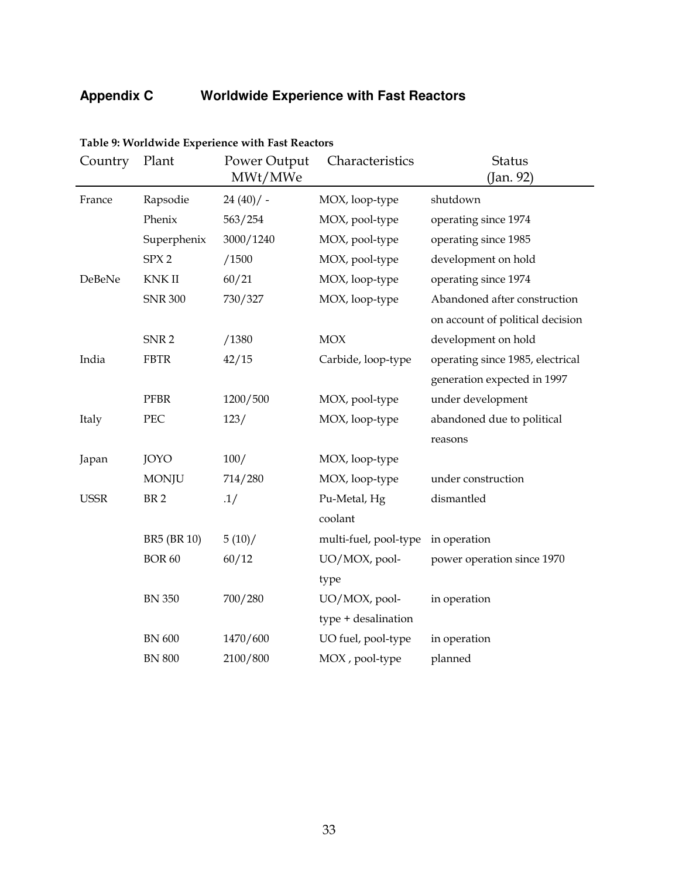## Appendix C Worldwide Experience with Fast Reactors

**Table 9: Worldwide Experience with Fast Reactors**

| Country | Plant | Power Output MWt/MWe | Characteristics | Status (Jan. 92) |
|---|---|---|---|---|
| France | Rapsodie | 24 (40)/ - | MOX, loop-type | shutdown |
| | Phenix | 563/254 | MOX, pool-type | operating since 1974 |
| | Superphenix | 3000/1240 | MOX, pool-type | operating since 1985 |
| | SPX 2 | /1500 | MOX, pool-type | development on hold |
| DeBeNe | KNK II | 60/21 | MOX, loop-type | operating since 1974 |
| | SNR 300 | 730/327 | MOX, loop-type | Abandoned after construction on account of political decision |
| | SNR 2 | /1380 | MOX | development on hold |
| India | FBTR | 42/15 | Carbide, loop-type | operating since 1985, electrical generation expected in 1997 |
| | PFBR | 1200/500 | MOX, pool-type | under development |
| Italy | PEC | 123/ | MOX, loop-type | abandoned due to political reasons |
| Japan | JOYO | 100/ | MOX, loop-type | |
| | MONJU | 714/280 | MOX, loop-type | under construction |
| USSR | BR 2 | .1/ | Pu-Metal, Hg coolant | dismantled |
| | BR5 (BR 10) | 5 (10)/ | multi-fuel, pool-type | in operation |
| | BOR 60 | 60/12 | UO/MOX, pool-type | power operation since 1970 |
| | BN 350 | 700/280 | UO/MOX, pool-type + desalination | in operation |
| | BN 600 | 1470/600 | UO fuel, pool-type | in operation |
| | BN 800 | 2100/800 | MOX , pool-type | planned |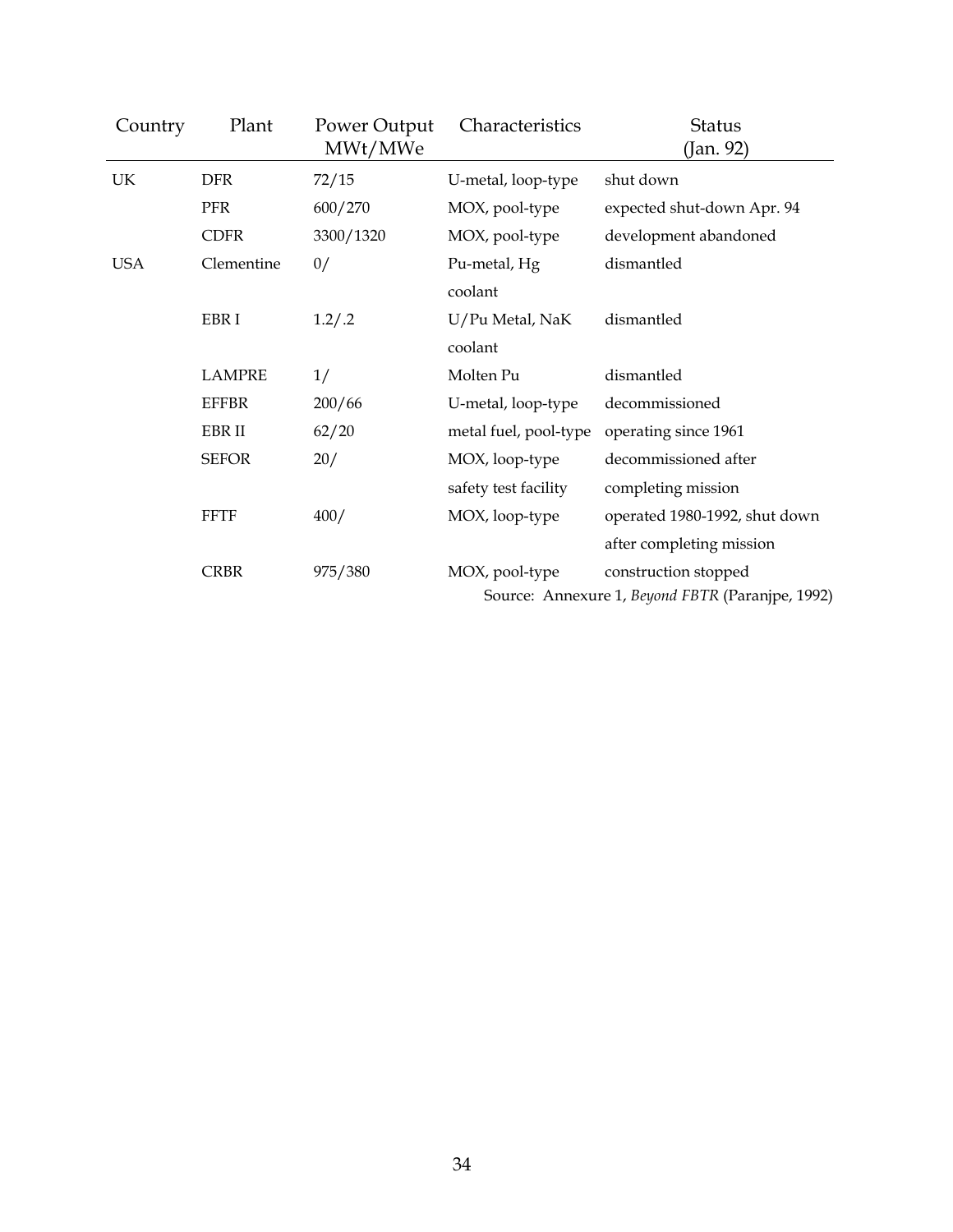| Country | Plant | Power Output MWt/MWe | Characteristics | Status (Jan. 92) |
|---|---|---|---|---|
| UK | DFR | 72/15 | U-metal, loop-type | shut down |
| | PFR | 600/270 | MOX, pool-type | expected shut-down Apr. 94 |
| | CDFR | 3300/1320 | MOX, pool-type | development abandoned |
| USA | Clementine | 0/ | Pu-metal, Hg coolant | dismantled |
| | EBR I | 1.2/.2 | U/Pu Metal, NaK coolant | dismantled |
| | LAMPRE | 1/ | Molten Pu | dismantled |
| | EFFBR | 200/66 | U-metal, loop-type | decommissioned |
| | EBR II | 62/20 | metal fuel, pool-type | operating since 1961 |
| | SEFOR | 20/ | MOX, loop-type safety test facility | decommissioned after completing mission |
| | FFTF | 400/ | MOX, loop-type | operated 1980-1992, shut down after completing mission |
| | CRBR | 975/380 | MOX, pool-type | construction stopped |

Source: Annexure 1, *Beyond FBTR* (Paranjpe, 1992)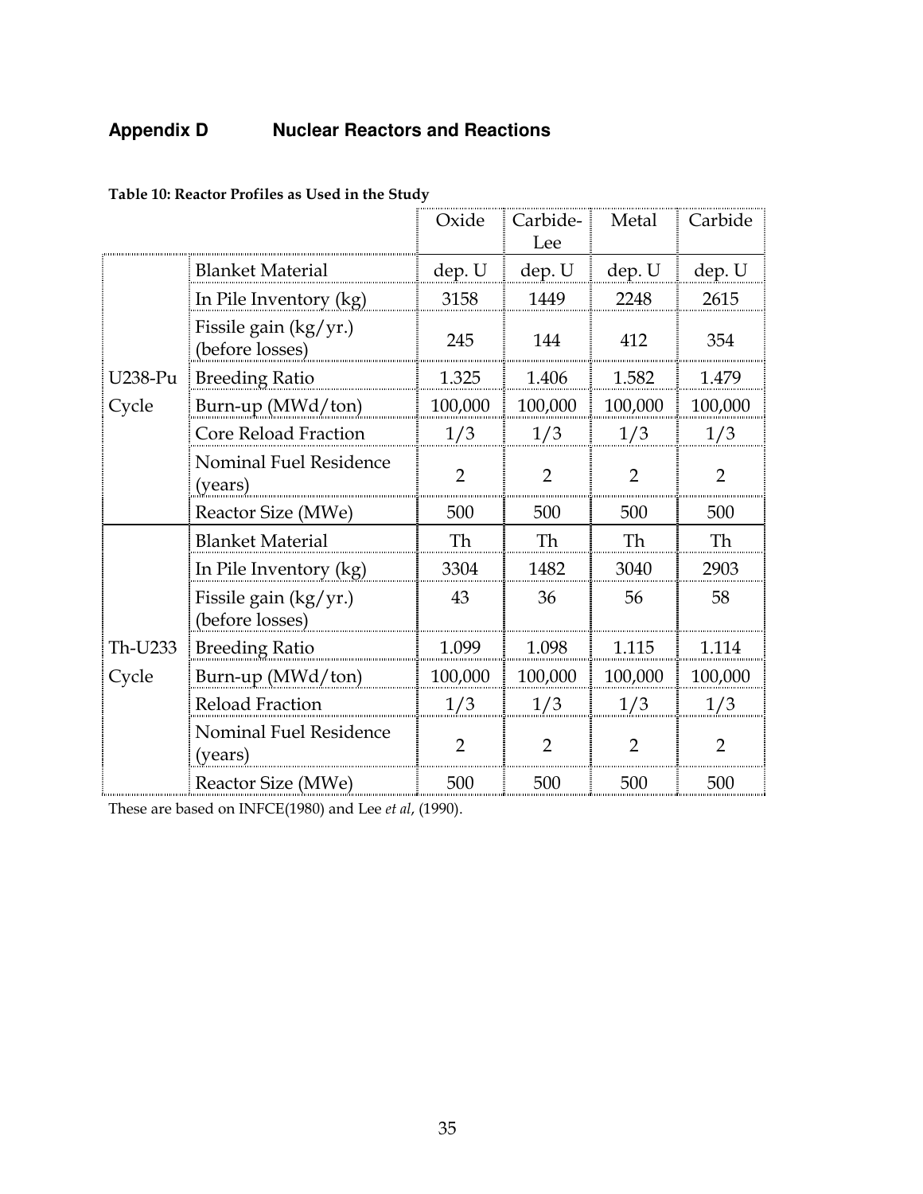## Appendix D Nuclear Reactors and Reactions

**Table 10: Reactor Profiles as Used in the Study**

| | | Oxide | Carbide-Lee | Metal | Carbide |
|---|---|---|---|---|---|
| U238-Pu Cycle | Blanket Material | dep. U | dep. U | dep. U | dep. U |
| | In Pile Inventory (kg) | 3158 | 1449 | 2248 | 2615 |
| | Fissile gain (kg/yr.) (before losses) | 245 | 144 | 412 | 354 |
| | Breeding Ratio | 1.325 | 1.406 | 1.582 | 1.479 |
| | Burn-up (MWd/ton) | 100,000 | 100,000 | 100,000 | 100,000 |
| | Core Reload Fraction | 1/3 | 1/3 | 1/3 | 1/3 |
| | Nominal Fuel Residence (years) | 2 | 2 | 2 | 2 |
| | Reactor Size (MWe) | 500 | 500 | 500 | 500 |
| Th-U233 Cycle | Blanket Material | Th | Th | Th | Th |
| | In Pile Inventory (kg) | 3304 | 1482 | 3040 | 2903 |
| | Fissile gain (kg/yr.) (before losses) | 43 | 36 | 56 | 58 |
| | Breeding Ratio | 1.099 | 1.098 | 1.115 | 1.114 |
| | Burn-up (MWd/ton) | 100,000 | 100,000 | 100,000 | 100,000 |
| | Reload Fraction | 1/3 | 1/3 | 1/3 | 1/3 |
| | Nominal Fuel Residence (years) | 2 | 2 | 2 | 2 |
| | Reactor Size (MWe) | 500 | 500 | 500 | 500 |

These are based on INFCE(1980) and Lee *et al*, (1990).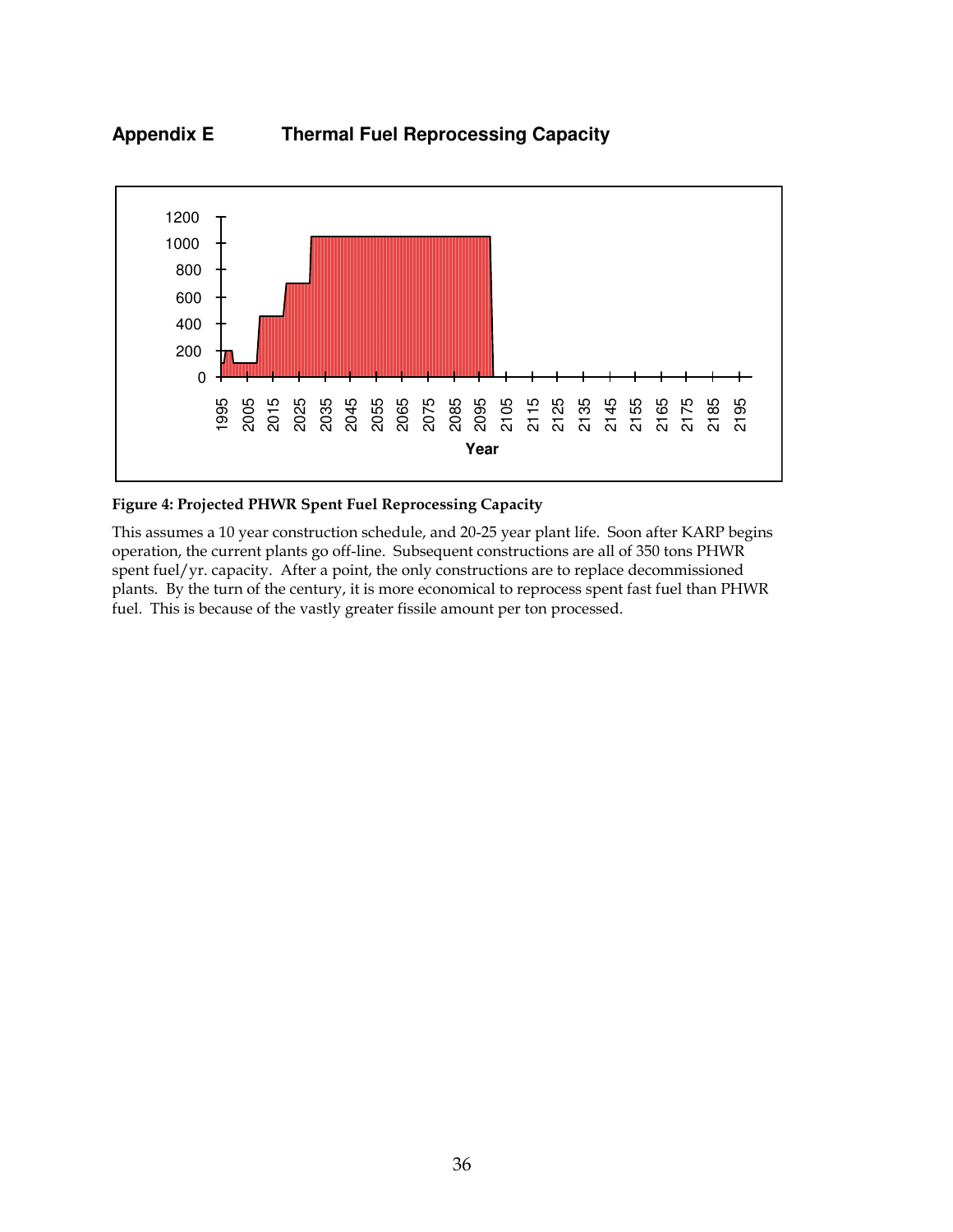# Appendix E Thermal Fuel Reprocessing Capacity

**Figure 4: Projected PHWR Spent Fuel Reprocessing Capacity**

This assumes a 10 year construction schedule, and 20-25 year plant life. Soon after KARP begins operation, the current plants go off-line. Subsequent constructions are all of 350 tons PHWR spent fuel/yr. capacity. After a point, the only constructions are to replace decommissioned plants. By the turn of the century, it is more economical to reprocess spent fast fuel than PHWR fuel. This is because of the vastly greater fissile amount per ton processed.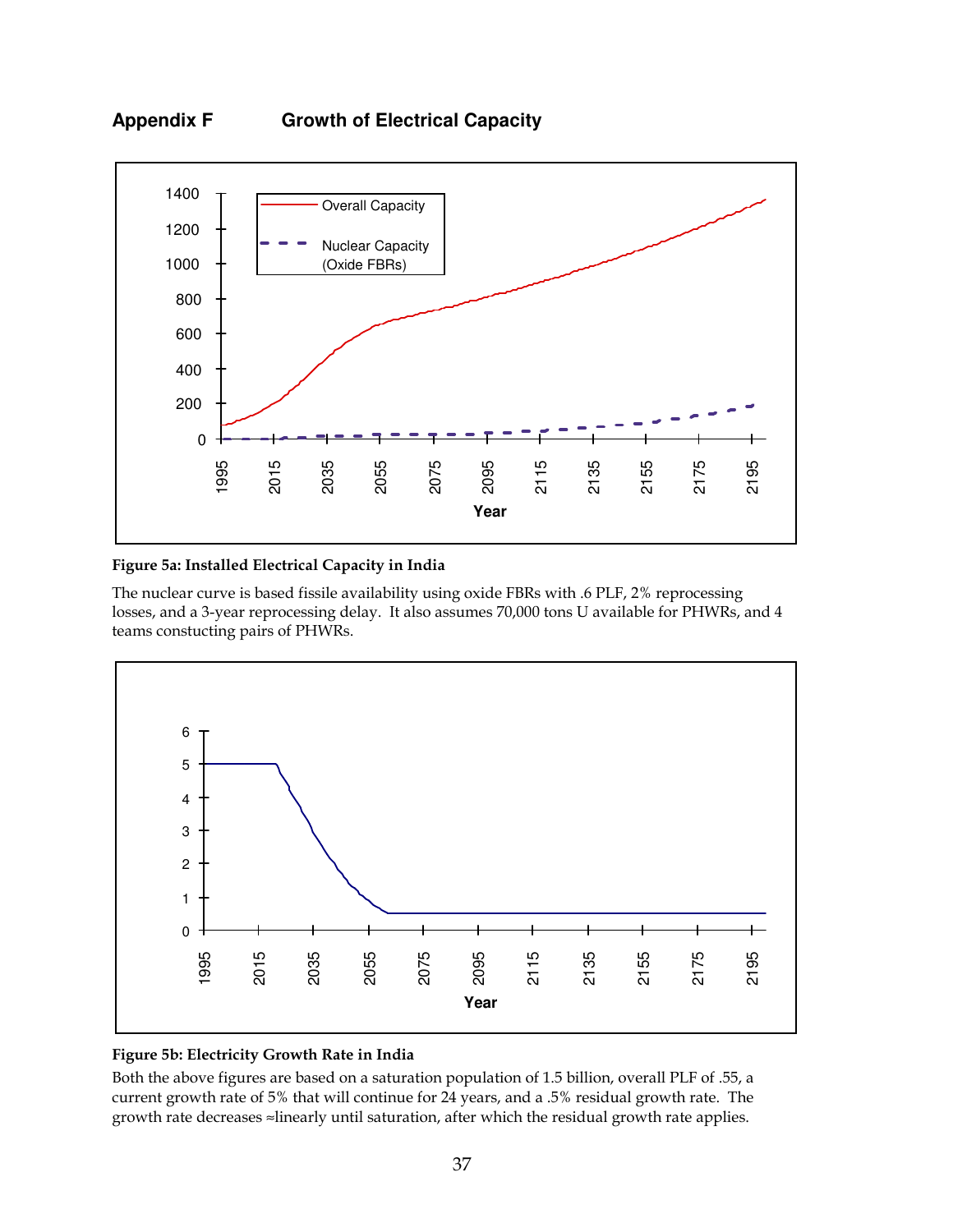## Appendix F Growth of Electrical Capacity

**Figure 5a: Installed Electrical Capacity in India**

The nuclear curve is based fissile availability using oxide FBRs with .6 PLF, 2% reprocessing losses, and a 3-year reprocessing delay. It also assumes 70,000 tons U available for PHWRs, and 4 teams constucting pairs of PHWRs.

**Figure 5b: Electricity Growth Rate in India**

Both the above figures are based on a saturation population of 1.5 billion, overall PLF of .55, a current growth rate of 5% that will continue for 24 years, and a .5% residual growth rate. The growth rate decreases ≈linearly until saturation, after which the residual growth rate applies.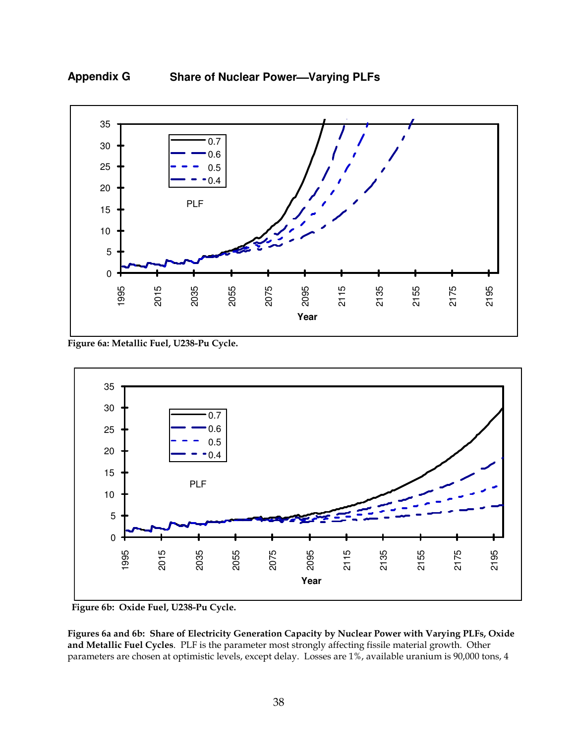## Appendix G Share of Nuclear Power—Varying PLFs

**Figure 6a: Metallic Fuel, U238-Pu Cycle.**

**Figure 6b: Oxide Fuel, U238-Pu Cycle.**

**Figures 6a and 6b: Share of Electricity Generation Capacity by Nuclear Power with Varying PLFs, Oxide and Metallic Fuel Cycles**. PLF is the parameter most strongly affecting fissile material growth. Other parameters are chosen at optimistic levels, except delay. Losses are 1%, available uranium is 90,000 tons, 4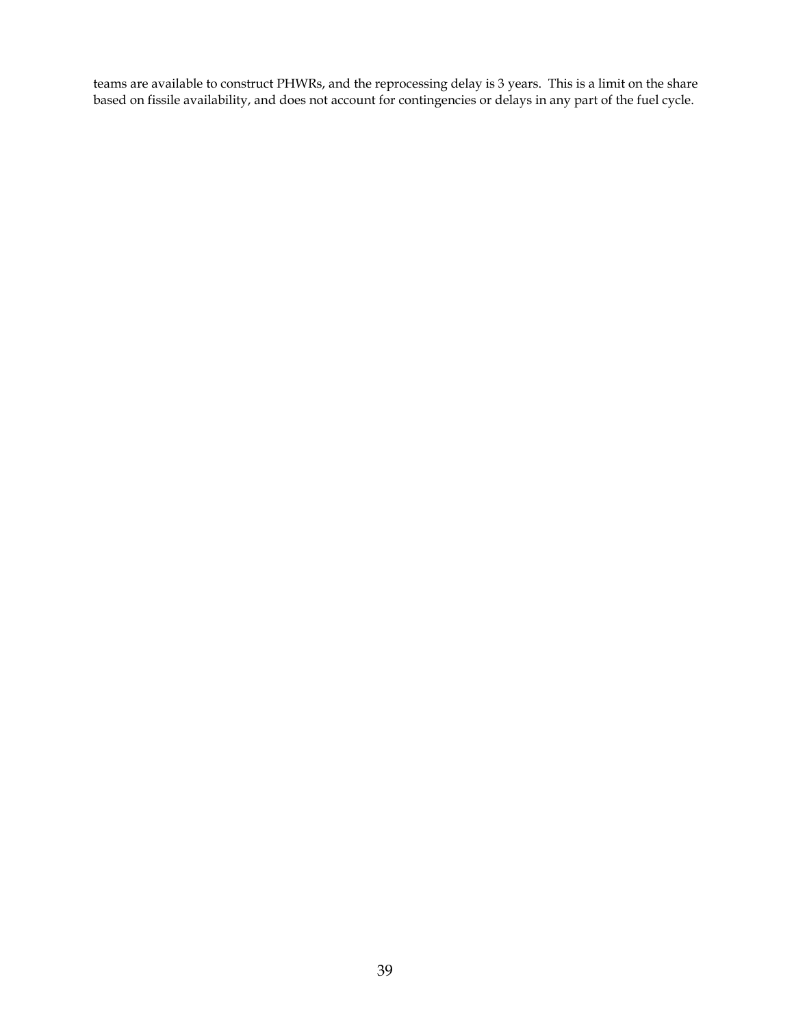teams are available to construct PHWRs, and the reprocessing delay is 3 years. This is a limit on the share based on fissile availability, and does not account for contingencies or delays in any part of the fuel cycle.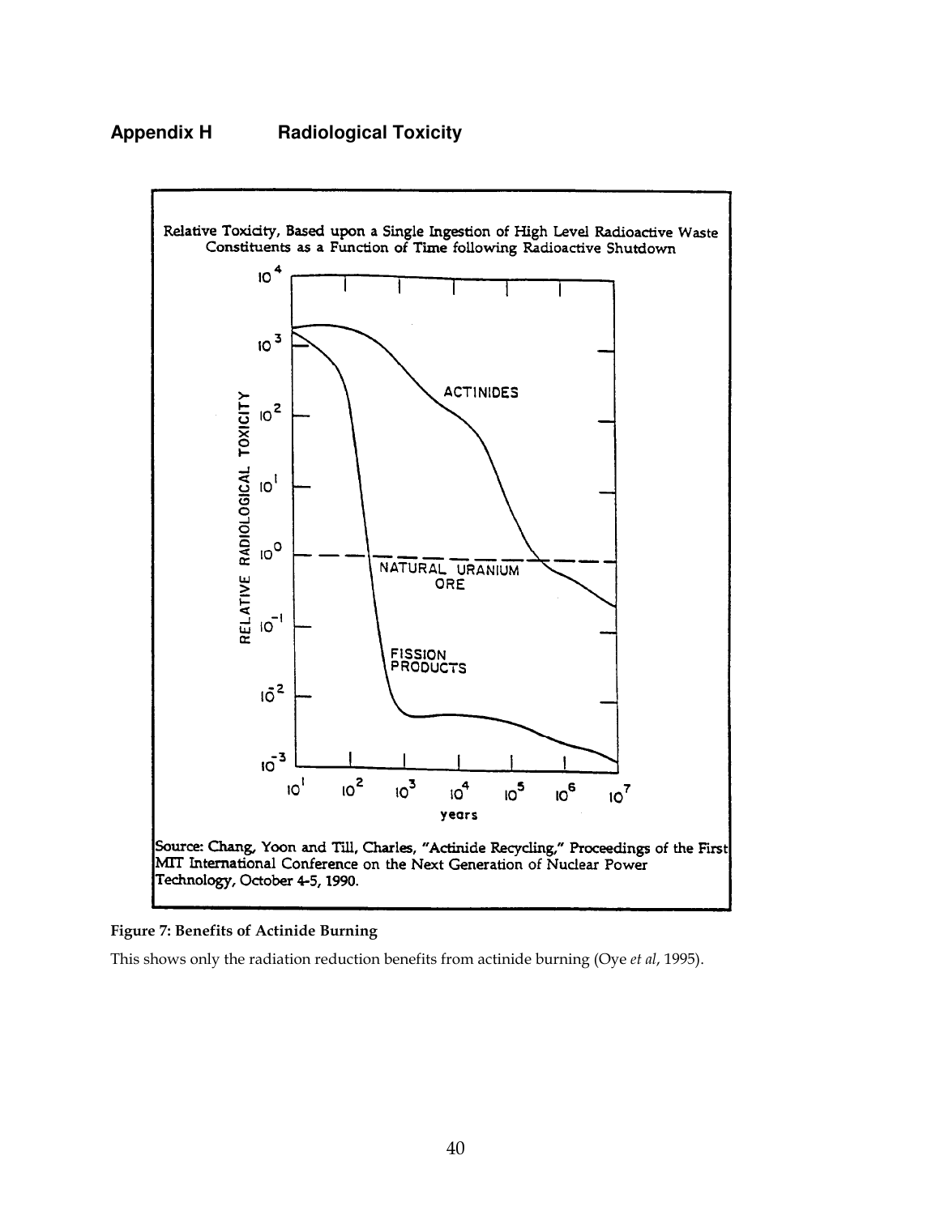## Appendix H Radiological Toxicity

Relative Toxicity, Based upon a Single Ingestion of High Level Radioactive Waste Constituents as a Function of Time following Radioactive Shutdown

Source: Chang, Yoon and Till, Charles, "Actinide Recycling," Proceedings of the First MIT International Conference on the Next Generation of Nuclear Power Technology, October 4-5, 1990.

**Figure 7: Benefits of Actinide Burning**

This shows only the radiation reduction benefits from actinide burning (Oye *et al*, 1995).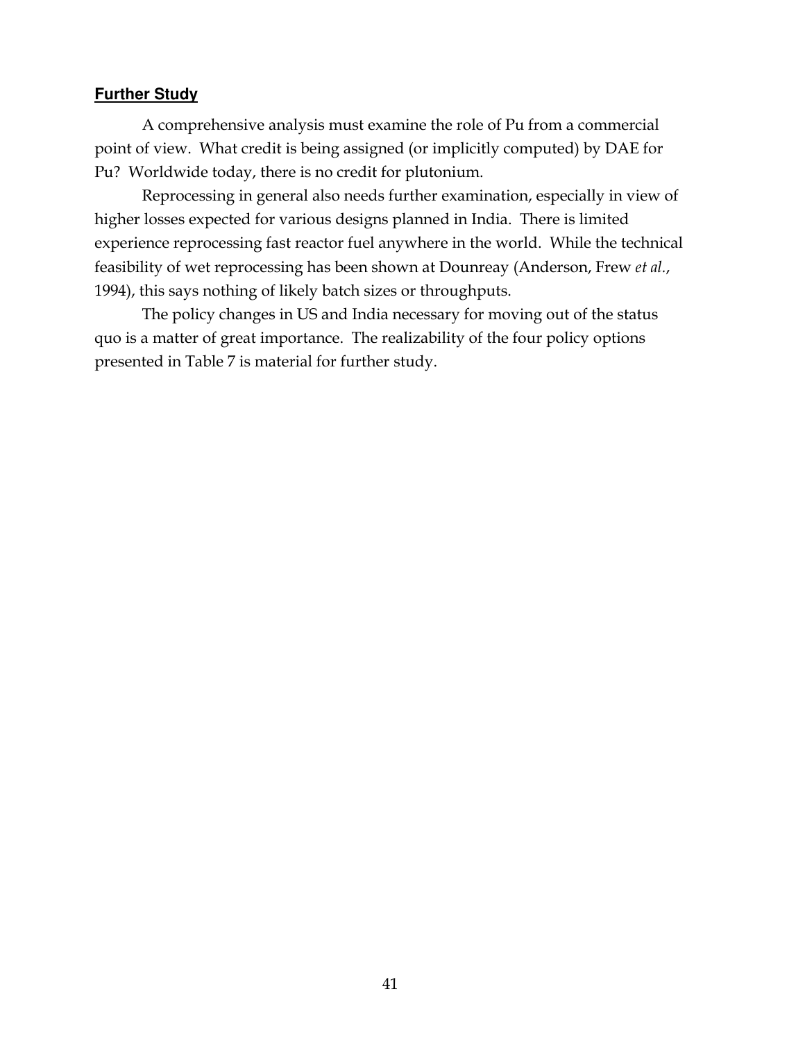## Further Study

A comprehensive analysis must examine the role of Pu from a commercial point of view. What credit is being assigned (or implicitly computed) by DAE for Pu? Worldwide today, there is no credit for plutonium.

Reprocessing in general also needs further examination, especially in view of higher losses expected for various designs planned in India. There is limited experience reprocessing fast reactor fuel anywhere in the world. While the technical feasibility of wet reprocessing has been shown at Dounreay (Anderson, Frew *et al.*, 1994), this says nothing of likely batch sizes or throughputs.

The policy changes in US and India necessary for moving out of the status quo is a matter of great importance. The realizability of the four policy options presented in Table 7 is material for further study.